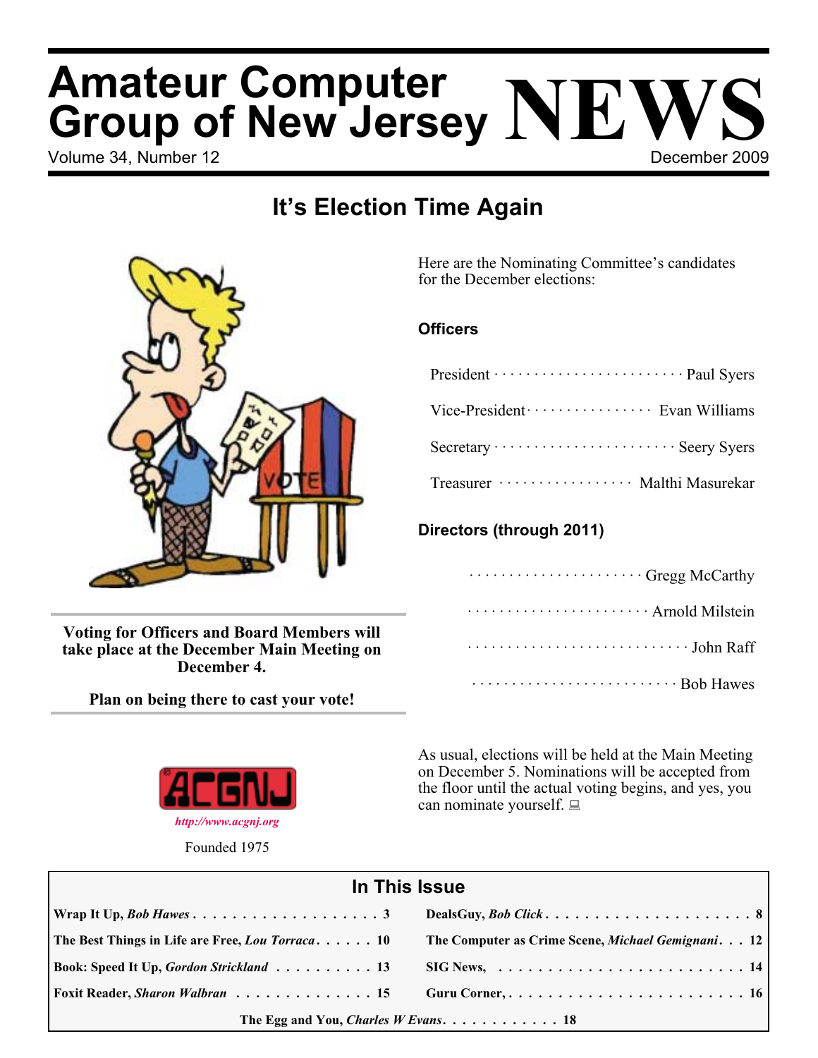# Amateur Computer Group of New Jersey NEWS

Volume 34, Number 12 — December 2009

## It's Election Time Again

Here are the Nominating Committee's candidates for the December elections:

### Officers

| Office | Candidate |
|---|---|
| President | Paul Syers |
| Vice-President | Evan Williams |
| Secretary | Seery Syers |
| Treasurer | Malthi Masurekar |

### Directors (through 2011)

- Gregg McCarthy
- Arnold Milstein
- John Raff
- Bob Hawes

**Voting for Officers and Board Members will take place at the December Main Meeting on December 4.**

**Plan on being there to cast your vote!**

As usual, elections will be held at the Main Meeting on December 5. Nominations will be accepted from the floor until the actual voting begins, and yes, you can nominate yourself.

ACGNJ

*http://www.acgnj.org*

Founded 1975

## In This Issue

| Article | Page |
|---|---|
| Wrap It Up, *Bob Hawes* | 3 |
| DealsGuy, *Bob Click* | 8 |
| The Best Things in Life are Free, *Lou Torraca* | 10 |
| The Computer as Crime Scene, *Michael Gemignani* | 12 |
| Book: Speed It Up, *Gordon Strickland* | 13 |
| SIG News, | 14 |
| Foxit Reader, *Sharon Walbran* | 15 |
| Guru Corner, | 16 |
| The Egg and You, *Charles W Evans* | 18 |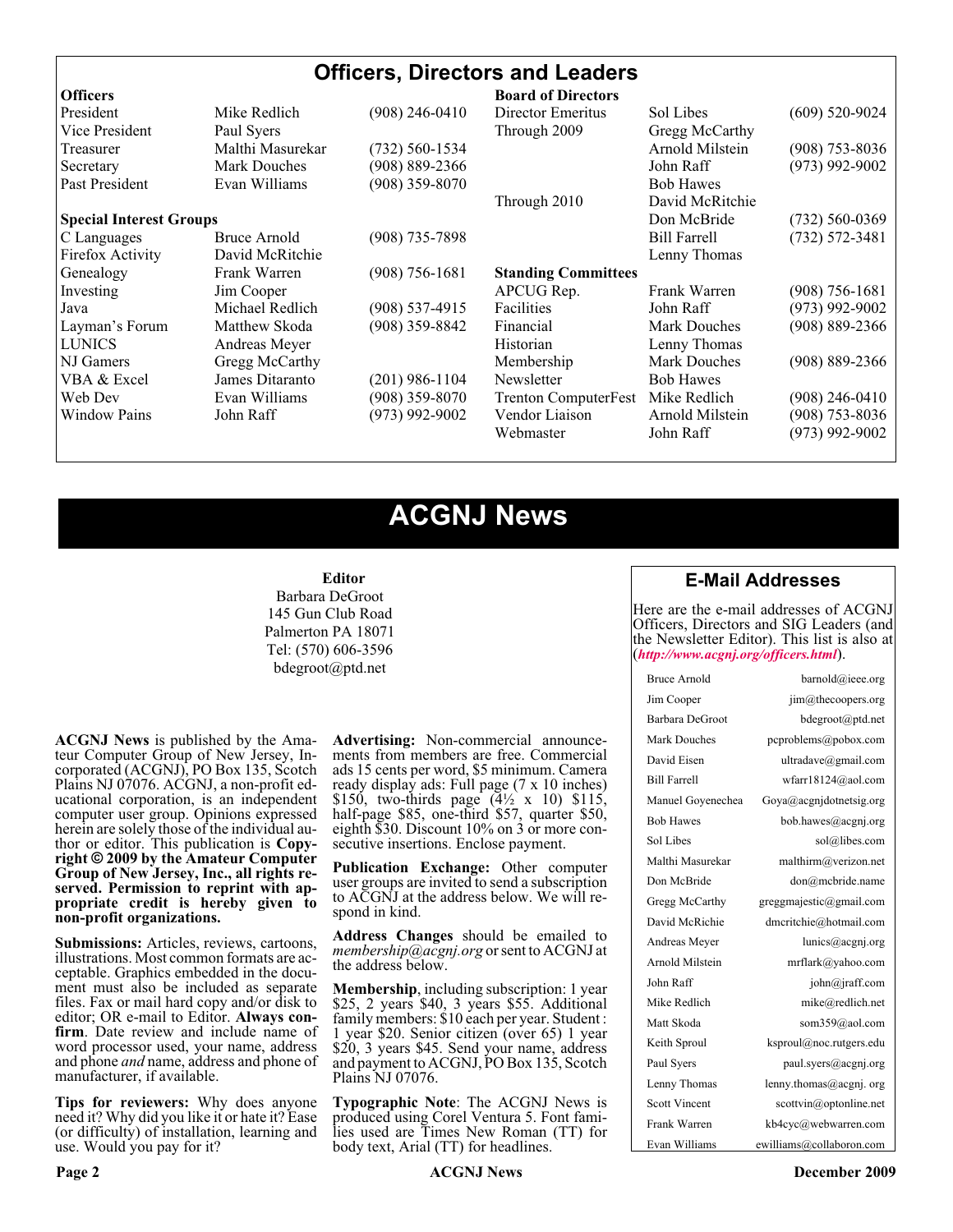# Officers, Directors and Leaders

| Officers | | |
|---|---|---|
| President | Mike Redlich | (908) 246-0410 |
| Vice President | Paul Syers | |
| Treasurer | Malthi Masurekar | (732) 560-1534 |
| Secretary | Mark Douches | (908) 889-2366 |
| Past President | Evan Williams | (908) 359-8070 |

| Special Interest Groups | | |
|---|---|---|
| C Languages | Bruce Arnold | (908) 735-7898 |
| Firefox Activity | David McRitchie | |
| Genealogy | Frank Warren | (908) 756-1681 |
| Investing | Jim Cooper | |
| Java | Michael Redlich | (908) 537-4915 |
| Layman's Forum | Matthew Skoda | (908) 359-8842 |
| LUNICS | Andreas Meyer | |
| NJ Gamers | Gregg McCarthy | |
| VBA & Excel | James Ditaranto | (201) 986-1104 |
| Web Dev | Evan Williams | (908) 359-8070 |
| Window Pains | John Raff | (973) 992-9002 |

| Board of Directors | | |
|---|---|---|
| Director Emeritus | Sol Libes | (609) 520-9024 |
| Through 2009 | Gregg McCarthy | |
| | Arnold Milstein | (908) 753-8036 |
| | John Raff | (973) 992-9002 |
| | Bob Hawes | |
| Through 2010 | David McRitchie | |
| | Don McBride | (732) 560-0369 |
| | Bill Farrell | (732) 572-3481 |
| | Lenny Thomas | |

| Standing Committees | | |
|---|---|---|
| APCUG Rep. | Frank Warren | (908) 756-1681 |
| Facilities | John Raff | (973) 992-9002 |
| Financial | Mark Douches | (908) 889-2366 |
| Historian | Lenny Thomas | |
| Membership | Mark Douches | (908) 889-2366 |
| Newsletter | Bob Hawes | |
| Trenton ComputerFest | Mike Redlich | (908) 246-0410 |
| Vendor Liaison | Arnold Milstein | (908) 753-8036 |
| Webmaster | John Raff | (973) 992-9002 |

# ACGNJ News

**Editor**
Barbara DeGroot
145 Gun Club Road
Palmerton PA 18071
Tel: (570) 606-3596
bdegroot@ptd.net

**ACGNJ News** is published by the Amateur Computer Group of New Jersey, Incorporated (ACGNJ), PO Box 135, Scotch Plains NJ 07076. ACGNJ, a non-profit educational corporation, is an independent computer user group. Opinions expressed herein are solely those of the individual author or editor. This publication is **Copyright © 2009 by the Amateur Computer Group of New Jersey, Inc., all rights reserved. Permission to reprint with appropriate credit is hereby given to non-profit organizations.**

**Submissions:** Articles, reviews, cartoons, illustrations. Most common formats are acceptable. Graphics embedded in the document must also be included as separate files. Fax or mail hard copy and/or disk to editor; OR e-mail to Editor. **Always confirm**. Date review and include name of word processor used, your name, address and phone *and* name, address and phone of manufacturer, if available.

**Tips for reviewers:** Why does anyone need it? Why did you like it or hate it? Ease (or difficulty) of installation, learning and use. Would you pay for it?

**Advertising:** Non-commercial announcements from members are free. Commercial ads 15 cents per word, $5 minimum. Camera ready display ads: Full page (7 x 10 inches) $150, two-thirds page (4½ x 10) $115, half-page $85, one-third $57, quarter $50, eighth $30. Discount 10% on 3 or more consecutive insertions. Enclose payment.

**Publication Exchange:** Other computer user groups are invited to send a subscription to ACGNJ at the address below. We will respond in kind.

**Address Changes** should be emailed to *membership@acgnj.org* or sent to ACGNJ at the address below.

**Membership**, including subscription: 1 year $25, 2 years $40, 3 years $55. Additional family members: $10 each per year. Student : 1 year $20. Senior citizen (over 65) 1 year $20, 3 years $45. Send your name, address and payment to ACGNJ, PO Box 135, Scotch Plains NJ 07076.

**Typographic Note**: The ACGNJ News is produced using Corel Ventura 5. Font families used are Times New Roman (TT) for body text, Arial (TT) for headlines.

## E-Mail Addresses

Here are the e-mail addresses of ACGNJ Officers, Directors and SIG Leaders (and the Newsletter Editor). This list is also at (***http://www.acgnj.org/officers.html***).

| Name | E-Mail |
|---|---|
| Bruce Arnold | barnold@ieee.org |
| Jim Cooper | jim@thecoopers.org |
| Barbara DeGroot | bdegroot@ptd.net |
| Mark Douches | pcproblems@pobox.com |
| David Eisen | ultradave@gmail.com |
| Bill Farrell | wfarr18124@aol.com |
| Manuel Goyenechea | Goya@acgnjdotnetsig.org |
| Bob Hawes | bob.hawes@acgnj.org |
| Sol Libes | sol@libes.com |
| Malthi Masurekar | malthirm@verizon.net |
| Don McBride | don@mcbride.name |
| Gregg McCarthy | greggmajestic@gmail.com |
| David McRichie | dmcritchie@hotmail.com |
| Andreas Meyer | lunics@acgnj.org |
| Arnold Milstein | mrflark@yahoo.com |
| John Raff | john@jraff.com |
| Mike Redlich | mike@redlich.net |
| Matt Skoda | som359@aol.com |
| Keith Sproul | ksproul@noc.rutgers.edu |
| Paul Syers | paul.syers@acgnj.org |
| Lenny Thomas | lenny.thomas@acgnj. org |
| Scott Vincent | scottvin@optonline.net |
| Frank Warren | kb4cyc@webwarren.com |
| Evan Williams | ewilliams@collaboron.com |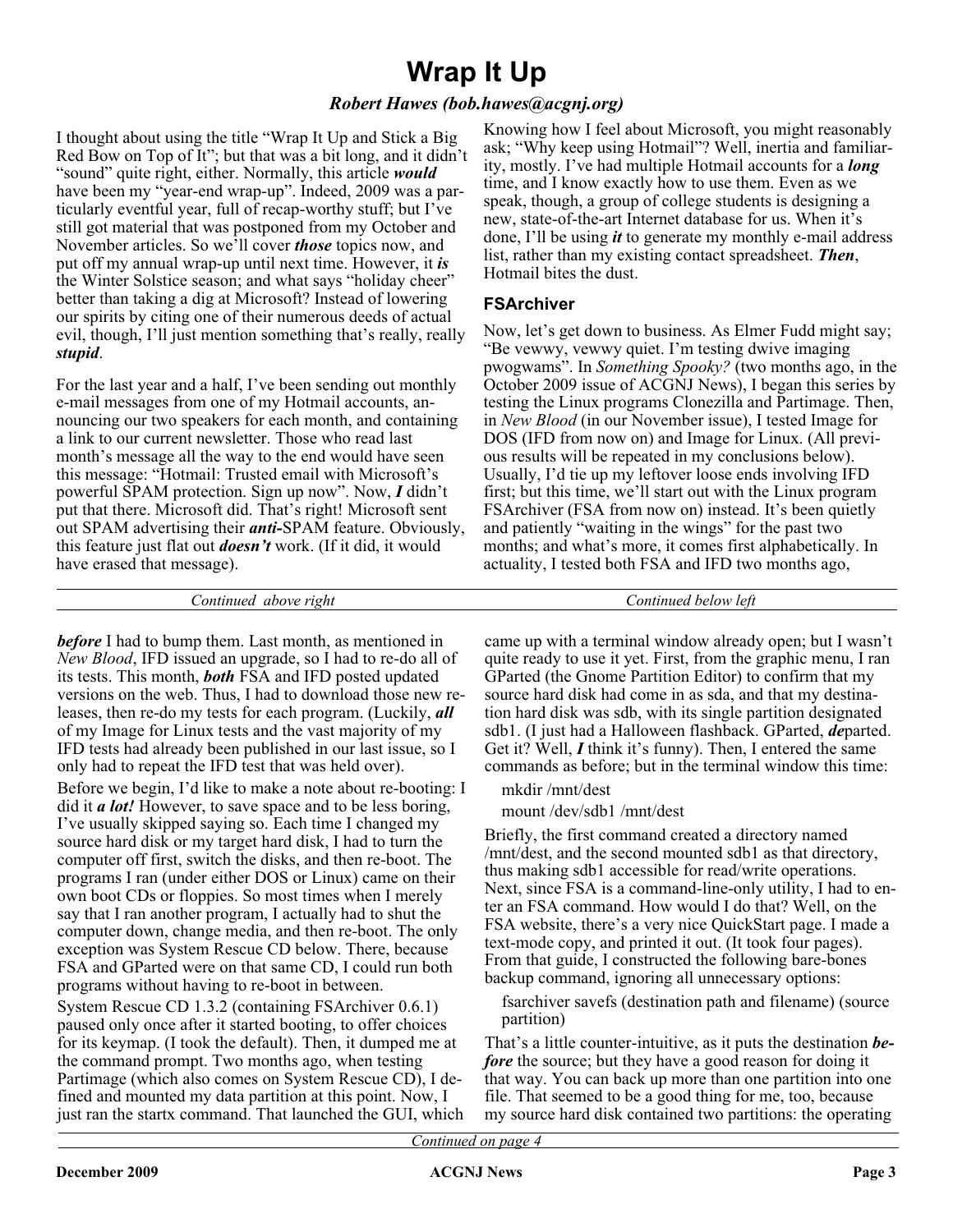# Wrap It Up

*Robert Hawes (bob.hawes@acgnj.org)*

I thought about using the title "Wrap It Up and Stick a Big Red Bow on Top of It"; but that was a bit long, and it didn't "sound" quite right, either. Normally, this article ***would*** have been my "year-end wrap-up". Indeed, 2009 was a particularly eventful year, full of recap-worthy stuff; but I've still got material that was postponed from my October and November articles. So we'll cover ***those*** topics now, and put off my annual wrap-up until next time. However, it ***is*** the Winter Solstice season; and what says "holiday cheer" better than taking a dig at Microsoft? Instead of lowering our spirits by citing one of their numerous deeds of actual evil, though, I'll just mention something that's really, really ***stupid***.

For the last year and a half, I've been sending out monthly e-mail messages from one of my Hotmail accounts, announcing our two speakers for each month, and containing a link to our current newsletter. Those who read last month's message all the way to the end would have seen this message: "Hotmail: Trusted email with Microsoft's powerful SPAM protection. Sign up now". Now, ***I*** didn't put that there. Microsoft did. That's right! Microsoft sent out SPAM advertising their ***anti-***SPAM feature. Obviously, this feature just flat out ***doesn't*** work. (If it did, it would have erased that message).

Knowing how I feel about Microsoft, you might reasonably ask; "Why keep using Hotmail"? Well, inertia and familiarity, mostly. I've had multiple Hotmail accounts for a ***long*** time, and I know exactly how to use them. Even as we speak, though, a group of college students is designing a new, state-of-the-art Internet database for us. When it's done, I'll be using ***it*** to generate my monthly e-mail address list, rather than my existing contact spreadsheet. ***Then***, Hotmail bites the dust.

## FSArchiver

Now, let's get down to business. As Elmer Fudd might say; "Be vewwy, vewwy quiet. I'm testing dwive imaging pwogwams". In *Something Spooky?* (two months ago, in the October 2009 issue of ACGNJ News), I began this series by testing the Linux programs Clonezilla and Partimage. Then, in *New Blood* (in our November issue), I tested Image for DOS (IFD from now on) and Image for Linux. (All previous results will be repeated in my conclusions below). Usually, I'd tie up my leftover loose ends involving IFD first; but this time, we'll start out with the Linux program FSArchiver (FSA from now on) instead. It's been quietly and patiently "waiting in the wings" for the past two months; and what's more, it comes first alphabetically. In actuality, I tested both FSA and IFD two months ago, ***before*** I had to bump them. Last month, as mentioned in *New Blood*, IFD issued an upgrade, so I had to re-do all of its tests. This month, ***both*** FSA and IFD posted updated versions on the web. Thus, I had to download those new releases, then re-do my tests for each program. (Luckily, ***all*** of my Image for Linux tests and the vast majority of my IFD tests had already been published in our last issue, so I only had to repeat the IFD test that was held over).

Before we begin, I'd like to make a note about re-booting: I did it ***a lot!*** However, to save space and to be less boring, I've usually skipped saying so. Each time I changed my source hard disk or my target hard disk, I had to turn the computer off first, switch the disks, and then re-boot. The programs I ran (under either DOS or Linux) came on their own boot CDs or floppies. So most times when I merely say that I ran another program, I actually had to shut the computer down, change media, and then re-boot. The only exception was System Rescue CD below. There, because FSA and GParted were on that same CD, I could run both programs without having to re-boot in between.

System Rescue CD 1.3.2 (containing FSArchiver 0.6.1) paused only once after it started booting, to offer choices for its keymap. (I took the default). Then, it dumped me at the command prompt. Two months ago, when testing Partimage (which also comes on System Rescue CD), I defined and mounted my data partition at this point. Now, I just ran the startx command. That launched the GUI, which came up with a terminal window already open; but I wasn't quite ready to use it yet. First, from the graphic menu, I ran GParted (the Gnome Partition Editor) to confirm that my source hard disk had come in as sda, and that my destination hard disk was sdb, with its single partition designated sdb1. (I just had a Halloween flashback. GParted, ***de***parted. Get it? Well, ***I*** think it's funny). Then, I entered the same commands as before; but in the terminal window this time:

```
mkdir /mnt/dest
mount /dev/sdb1 /mnt/dest
```

Briefly, the first command created a directory named /mnt/dest, and the second mounted sdb1 as that directory, thus making sdb1 accessible for read/write operations. Next, since FSA is a command-line-only utility, I had to enter an FSA command. How would I do that? Well, on the FSA website, there's a very nice QuickStart page. I made a text-mode copy, and printed it out. (It took four pages). From that guide, I constructed the following bare-bones backup command, ignoring all unnecessary options:

```
fsarchiver savefs (destination path and filename) (source partition)
```

That's a little counter-intuitive, as it puts the destination ***before*** the source; but they have a good reason for doing it that way. You can back up more than one partition into one file. That seemed to be a good thing for me, too, because my source hard disk contained two partitions: the operating

*Continued on page 4*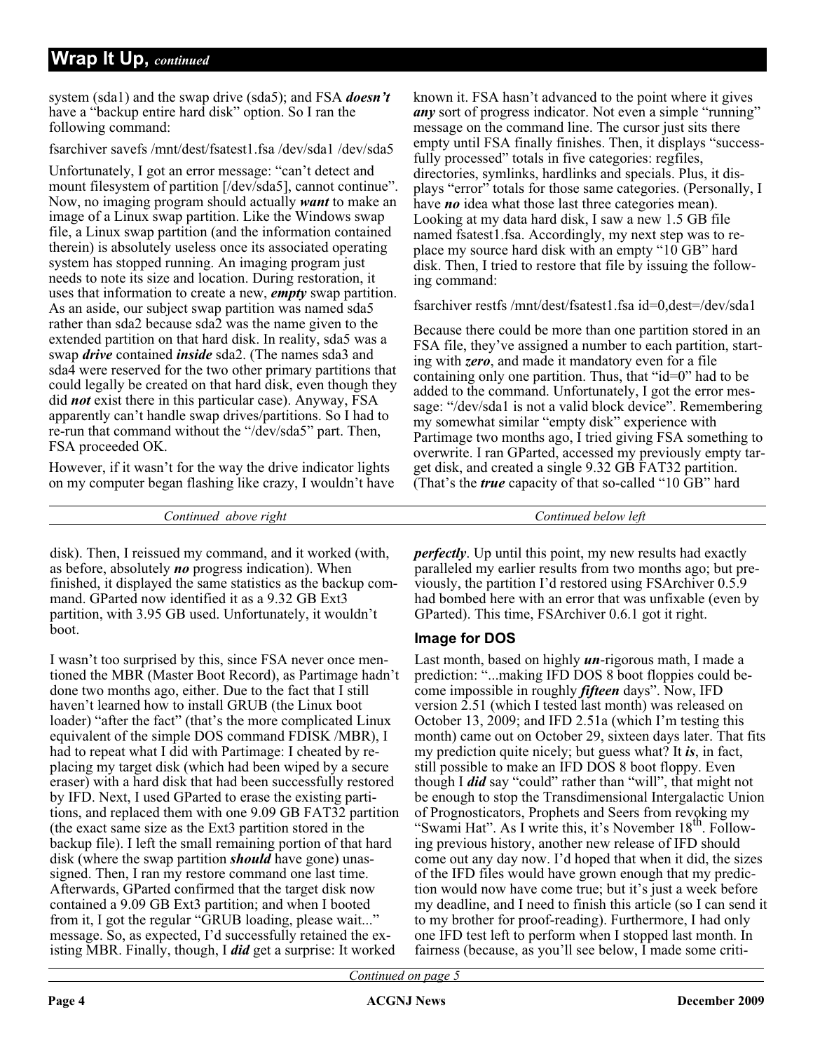## Wrap It Up, *continued*

system (sda1) and the swap drive (sda5); and FSA ***doesn't*** have a "backup entire hard disk" option. So I ran the following command:

fsarchiver savefs /mnt/dest/fsatest1.fsa /dev/sda1 /dev/sda5

Unfortunately, I got an error message: "can't detect and mount filesystem of partition [/dev/sda5], cannot continue". Now, no imaging program should actually ***want*** to make an image of a Linux swap partition. Like the Windows swap file, a Linux swap partition (and the information contained therein) is absolutely useless once its associated operating system has stopped running. An imaging program just needs to note its size and location. During restoration, it uses that information to create a new, ***empty*** swap partition. As an aside, our subject swap partition was named sda5 rather than sda2 because sda2 was the name given to the extended partition on that hard disk. In reality, sda5 was a swap ***drive*** contained ***inside*** sda2. (The names sda3 and sda4 were reserved for the two other primary partitions that could legally be created on that hard disk, even though they did ***not*** exist there in this particular case). Anyway, FSA apparently can't handle swap drives/partitions. So I had to re-run that command without the "/dev/sda5" part. Then, FSA proceeded OK.

However, if it wasn't for the way the drive indicator lights on my computer began flashing like crazy, I wouldn't have known it. FSA hasn't advanced to the point where it gives ***any*** sort of progress indicator. Not even a simple "running" message on the command line. The cursor just sits there empty until FSA finally finishes. Then, it displays "successfully processed" totals in five categories: regfiles, directories, symlinks, hardlinks and specials. Plus, it displays "error" totals for those same categories. (Personally, I have ***no*** idea what those last three categories mean). Looking at my data hard disk, I saw a new 1.5 GB file named fsatest1.fsa. Accordingly, my next step was to replace my source hard disk with an empty "10 GB" hard disk. Then, I tried to restore that file by issuing the following command:

fsarchiver restfs /mnt/dest/fsatest1.fsa id=0,dest=/dev/sda1

Because there could be more than one partition stored in an FSA file, they've assigned a number to each partition, starting with ***zero***, and made it mandatory even for a file containing only one partition. Thus, that "id=0" had to be added to the command. Unfortunately, I got the error message: "/dev/sda1 is not a valid block device". Remembering my somewhat similar "empty disk" experience with Partimage two months ago, I tried giving FSA something to overwrite. I ran GParted, accessed my previously empty target disk, and created a single 9.32 GB FAT32 partition. (That's the ***true*** capacity of that so-called "10 GB" hard disk). Then, I reissued my command, and it worked (with, as before, absolutely ***no*** progress indication). When finished, it displayed the same statistics as the backup command. GParted now identified it as a 9.32 GB Ext3 partition, with 3.95 GB used. Unfortunately, it wouldn't boot.

I wasn't too surprised by this, since FSA never once mentioned the MBR (Master Boot Record), as Partimage hadn't done two months ago, either. Due to the fact that I still haven't learned how to install GRUB (the Linux boot loader) "after the fact" (that's the more complicated Linux equivalent of the simple DOS command FDISK /MBR), I had to repeat what I did with Partimage: I cheated by replacing my target disk (which had been wiped by a secure eraser) with a hard disk that had been successfully restored by IFD. Next, I used GParted to erase the existing partitions, and replaced them with one 9.09 GB FAT32 partition (the exact same size as the Ext3 partition stored in the backup file). I left the small remaining portion of that hard disk (where the swap partition ***should*** have gone) unassigned. Then, I ran my restore command one last time. Afterwards, GParted confirmed that the target disk now contained a 9.09 GB Ext3 partition; and when I booted from it, I got the regular "GRUB loading, please wait..." message. So, as expected, I'd successfully retained the existing MBR. Finally, though, I ***did*** get a surprise: It worked ***perfectly***. Up until this point, my new results had exactly paralleled my earlier results from two months ago; but previously, the partition I'd restored using FSArchiver 0.5.9 had bombed here with an error that was unfixable (even by GParted). This time, FSArchiver 0.6.1 got it right.

### Image for DOS

Last month, based on highly ***un***-rigorous math, I made a prediction: "...making IFD DOS 8 boot floppies could become impossible in roughly ***fifteen*** days". Now, IFD version 2.51 (which I tested last month) was released on October 13, 2009; and IFD 2.51a (which I'm testing this month) came out on October 29, sixteen days later. That fits my prediction quite nicely; but guess what? It ***is***, in fact, still possible to make an IFD DOS 8 boot floppy. Even though I ***did*** say "could" rather than "will", that might not be enough to stop the Transdimensional Intergalactic Union of Prognosticators, Prophets and Seers from revoking my "Swami Hat". As I write this, it's November 18th. Following previous history, another new release of IFD should come out any day now. I'd hoped that when it did, the sizes of the IFD files would have grown enough that my prediction would now have come true; but it's just a week before my deadline, and I need to finish this article (so I can send it to my brother for proof-reading). Furthermore, I had only one IFD test left to perform when I stopped last month. In fairness (because, as you'll see below, I made some criti-

*Continued on page 5*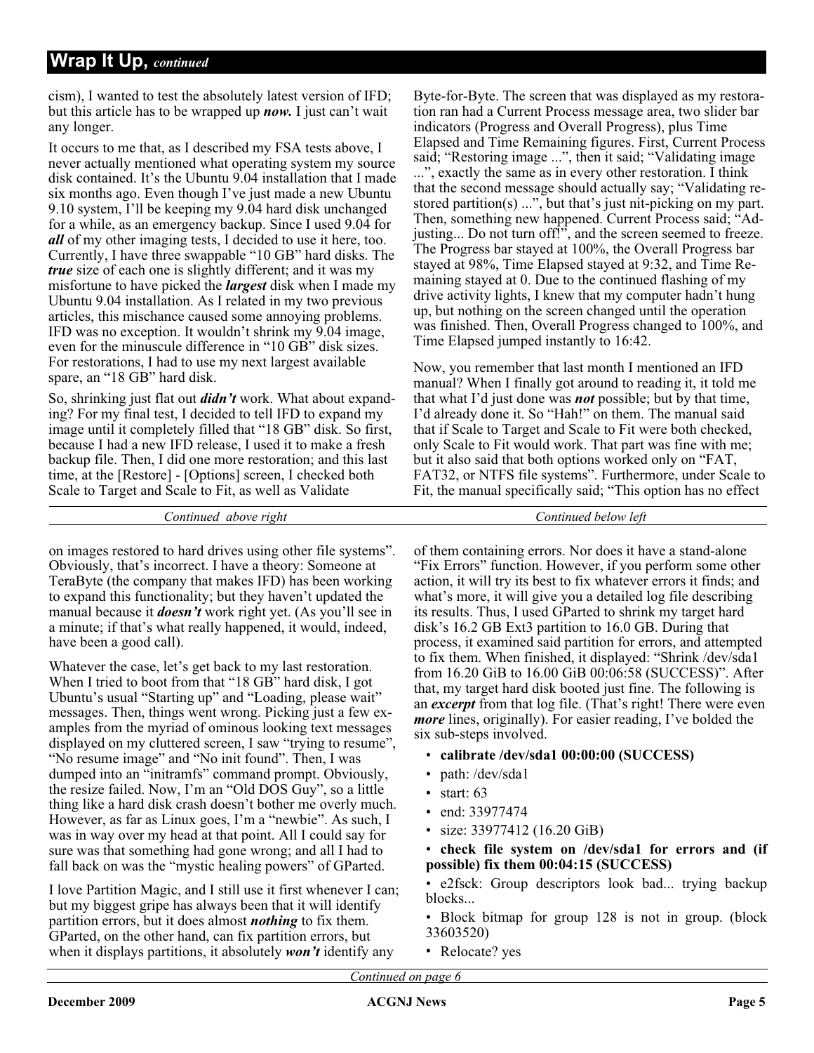## Wrap It Up, *continued*

cism), I wanted to test the absolutely latest version of IFD; but this article has to be wrapped up ***now.*** I just can't wait any longer.

It occurs to me that, as I described my FSA tests above, I never actually mentioned what operating system my source disk contained. It's the Ubuntu 9.04 installation that I made six months ago. Even though I've just made a new Ubuntu 9.10 system, I'll be keeping my 9.04 hard disk unchanged for a while, as an emergency backup. Since I used 9.04 for ***all*** of my other imaging tests, I decided to use it here, too. Currently, I have three swappable "10 GB" hard disks. The ***true*** size of each one is slightly different; and it was my misfortune to have picked the ***largest*** disk when I made my Ubuntu 9.04 installation. As I related in my two previous articles, this mischance caused some annoying problems. IFD was no exception. It wouldn't shrink my 9.04 image, even for the minuscule difference in "10 GB" disk sizes. For restorations, I had to use my next largest available spare, an "18 GB" hard disk.

So, shrinking just flat out ***didn't*** work. What about expanding? For my final test, I decided to tell IFD to expand my image until it completely filled that "18 GB" disk. So first, because I had a new IFD release, I used it to make a fresh backup file. Then, I did one more restoration; and this last time, at the [Restore] - [Options] screen, I checked both Scale to Target and Scale to Fit, as well as Validate Byte-for-Byte. The screen that was displayed as my restoration ran had a Current Process message area, two slider bar indicators (Progress and Overall Progress), plus Time Elapsed and Time Remaining figures. First, Current Process said; "Restoring image ...", then it said; "Validating image ...", exactly the same as in every other restoration. I think that the second message should actually say; "Validating restored partition(s) ...", but that's just nit-picking on my part. Then, something new happened. Current Process said; "Adjusting... Do not turn off!", and the screen seemed to freeze. The Progress bar stayed at 100%, the Overall Progress bar stayed at 98%, Time Elapsed stayed at 9:32, and Time Remaining stayed at 0. Due to the continued flashing of my drive activity lights, I knew that my computer hadn't hung up, but nothing on the screen changed until the operation was finished. Then, Overall Progress changed to 100%, and Time Elapsed jumped instantly to 16:42.

Now, you remember that last month I mentioned an IFD manual? When I finally got around to reading it, it told me that what I'd just done was ***not*** possible; but by that time, I'd already done it. So "Hah!" on them. The manual said that if Scale to Target and Scale to Fit were both checked, only Scale to Fit would work. That part was fine with me; but it also said that both options worked only on "FAT, FAT32, or NTFS file systems". Furthermore, under Scale to Fit, the manual specifically said; "This option has no effect on images restored to hard drives using other file systems". Obviously, that's incorrect. I have a theory: Someone at TeraByte (the company that makes IFD) has been working to expand this functionality; but they haven't updated the manual because it ***doesn't*** work right yet. (As you'll see in a minute; if that's what really happened, it would, indeed, have been a good call).

Whatever the case, let's get back to my last restoration. When I tried to boot from that "18 GB" hard disk, I got Ubuntu's usual "Starting up" and "Loading, please wait" messages. Then, things went wrong. Picking just a few examples from the myriad of ominous looking text messages displayed on my cluttered screen, I saw "trying to resume", "No resume image" and "No init found". Then, I was dumped into an "initramfs" command prompt. Obviously, the resize failed. Now, I'm an "Old DOS Guy", so a little thing like a hard disk crash doesn't bother me overly much. However, as far as Linux goes, I'm a "newbie". As such, I was in way over my head at that point. All I could say for sure was that something had gone wrong; and all I had to fall back on was the "mystic healing powers" of GParted.

I love Partition Magic, and I still use it first whenever I can; but my biggest gripe has always been that it will identify partition errors, but it does almost ***nothing*** to fix them. GParted, on the other hand, can fix partition errors, but when it displays partitions, it absolutely ***won't*** identify any of them containing errors. Nor does it have a stand-alone "Fix Errors" function. However, if you perform some other action, it will try its best to fix whatever errors it finds; and what's more, it will give you a detailed log file describing its results. Thus, I used GParted to shrink my target hard disk's 16.2 GB Ext3 partition to 16.0 GB. During that process, it examined said partition for errors, and attempted to fix them. When finished, it displayed: "Shrink /dev/sda1 from 16.20 GiB to 16.00 GiB 00:06:58 (SUCCESS)". After that, my target hard disk booted just fine. The following is an ***excerpt*** from that log file. (That's right! There were even ***more*** lines, originally). For easier reading, I've bolded the six sub-steps involved.

- **calibrate /dev/sda1 00:00:00 (SUCCESS)**
- path: /dev/sda1
- start: 63
- end: 33977474
- size: 33977412 (16.20 GiB)
- **check file system on /dev/sda1 for errors and (if possible) fix them 00:04:15 (SUCCESS)**
- e2fsck: Group descriptors look bad... trying backup blocks...
- Block bitmap for group 128 is not in group. (block 33603520)
- Relocate? yes

*Continued on page 6*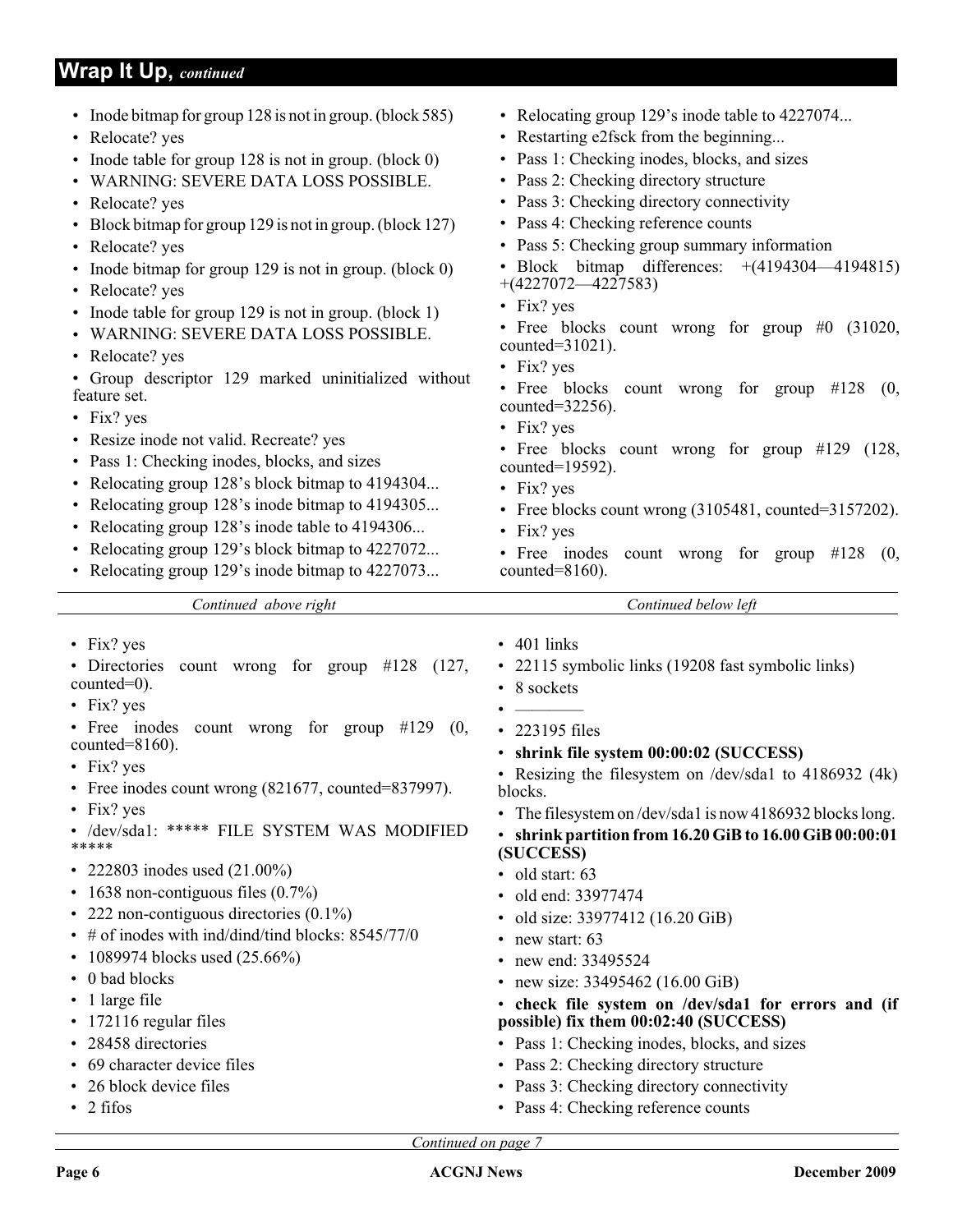## Wrap It Up, *continued*

- Inode bitmap for group 128 is not in group. (block 585)
- Relocate? yes
- Inode table for group 128 is not in group. (block 0)
- WARNING: SEVERE DATA LOSS POSSIBLE.
- Relocate? yes
- Block bitmap for group 129 is not in group. (block 127)
- Relocate? yes
- Inode bitmap for group 129 is not in group. (block 0)
- Relocate? yes
- Inode table for group 129 is not in group. (block 1)
- WARNING: SEVERE DATA LOSS POSSIBLE.
- Relocate? yes
- Group descriptor 129 marked uninitialized without feature set.
- Fix? yes
- Resize inode not valid. Recreate? yes
- Pass 1: Checking inodes, blocks, and sizes
- Relocating group 128's block bitmap to 4194304...
- Relocating group 128's inode bitmap to 4194305...
- Relocating group 128's inode table to 4194306...
- Relocating group 129's block bitmap to 4227072...
- Relocating group 129's inode bitmap to 4227073...

*Continued above right*

- Relocating group 129's inode table to 4227074...
- Restarting e2fsck from the beginning...
- Pass 1: Checking inodes, blocks, and sizes
- Pass 2: Checking directory structure
- Pass 3: Checking directory connectivity
- Pass 4: Checking reference counts
- Pass 5: Checking group summary information
- Block bitmap differences: +(4194304—4194815) +(4227072—4227583)
- Fix? yes
- Free blocks count wrong for group #0 (31020, counted=31021).
- Fix? yes
- Free blocks count wrong for group #128 (0, counted=32256).
- Fix? yes
- Free blocks count wrong for group #129 (128, counted=19592).
- Fix? yes
- Free blocks count wrong (3105481, counted=3157202).
- Fix? yes
- Free inodes count wrong for group #128 (0, counted=8160).

*Continued below left*

- Fix? yes
- Directories count wrong for group #128 (127, counted=0).
- Fix? yes
- Free inodes count wrong for group #129 (0, counted=8160).
- Fix? yes
- Free inodes count wrong (821677, counted=837997).
- Fix? yes
- /dev/sda1: ***** FILE SYSTEM WAS MODIFIED *****
- 222803 inodes used (21.00%)
- 1638 non-contiguous files (0.7%)
- 222 non-contiguous directories (0.1%)
- # of inodes with ind/dind/tind blocks: 8545/77/0
- 1089974 blocks used (25.66%)
- 0 bad blocks
- 1 large file
- 172116 regular files
- 28458 directories
- 69 character device files
- 26 block device files
- 2 fifos
- 401 links
- 22115 symbolic links (19208 fast symbolic links)
- 8 sockets
- ————
- 223195 files
- **shrink file system 00:00:02 (SUCCESS)**
- Resizing the filesystem on /dev/sda1 to 4186932 (4k) blocks.
- The filesystem on /dev/sda1 is now 4186932 blocks long.
- **shrink partition from 16.20 GiB to 16.00 GiB 00:00:01 (SUCCESS)**
- old start: 63
- old end: 33977474
- old size: 33977412 (16.20 GiB)
- new start: 63
- new end: 33495524
- new size: 33495462 (16.00 GiB)
- **check file system on /dev/sda1 for errors and (if possible) fix them 00:02:40 (SUCCESS)**
- Pass 1: Checking inodes, blocks, and sizes
- Pass 2: Checking directory structure
- Pass 3: Checking directory connectivity
- Pass 4: Checking reference counts

*Continued on page 7*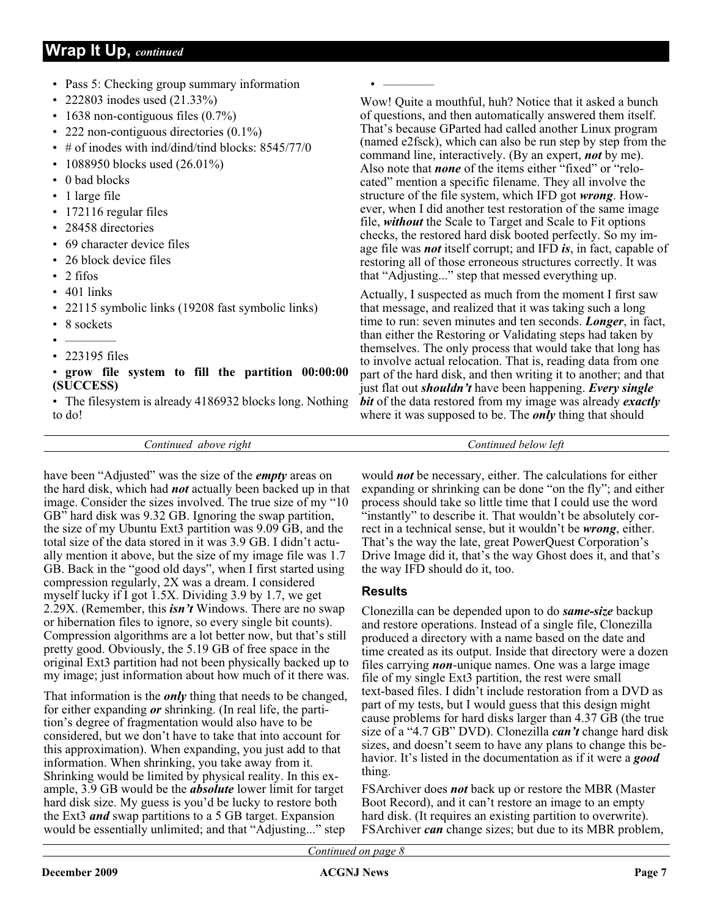- Pass 5: Checking group summary information
- 222803 inodes used (21.33%)
- 1638 non-contiguous files (0.7%)
- 222 non-contiguous directories (0.1%)
- # of inodes with ind/dind/tind blocks: 8545/77/0
- 1088950 blocks used (26.01%)
- 0 bad blocks
- 1 large file
- 172116 regular files
- 28458 directories
- 69 character device files
- 26 block device files
- 2 fifos
- 401 links
- 22115 symbolic links (19208 fast symbolic links)
- 8 sockets
- ————
- 223195 files
- **grow file system to fill the partition 00:00:00 (SUCCESS)**
- The filesystem is already 4186932 blocks long. Nothing to do!
- ————

Wow! Quite a mouthful, huh? Notice that it asked a bunch of questions, and then automatically answered them itself. That's because GParted had called another Linux program (named e2fsck), which can also be run step by step from the command line, interactively. (By an expert, ***not*** by me). Also note that ***none*** of the items either "fixed" or "relocated" mention a specific filename. They all involve the structure of the file system, which IFD got ***wrong***. However, when I did another test restoration of the same image file, ***without*** the Scale to Target and Scale to Fit options checks, the restored hard disk booted perfectly. So my image file was ***not*** itself corrupt; and IFD ***is***, in fact, capable of restoring all of those erroneous structures correctly. It was that "Adjusting..." step that messed everything up.

Actually, I suspected as much from the moment I first saw that message, and realized that it was taking such a long time to run: seven minutes and ten seconds. ***Longer***, in fact, than either the Restoring or Validating steps had taken by themselves. The only process that would take that long has to involve actual relocation. That is, reading data from one part of the hard disk, and then writing it to another; and that just flat out ***shouldn't*** have been happening. ***Every single bit*** of the data restored from my image was already ***exactly*** where it was supposed to be. The ***only*** thing that should have been "Adjusted" was the size of the ***empty*** areas on the hard disk, which had ***not*** actually been backed up in that image. Consider the sizes involved. The true size of my "10 GB" hard disk was 9.32 GB. Ignoring the swap partition, the size of my Ubuntu Ext3 partition was 9.09 GB, and the total size of the data stored in it was 3.9 GB. I didn't actually mention it above, but the size of my image file was 1.7 GB. Back in the "good old days", when I first started using compression regularly, 2X was a dream. I considered myself lucky if I got 1.5X. Dividing 3.9 by 1.7, we get 2.29X. (Remember, this ***isn't*** Windows. There are no swap or hibernation files to ignore, so every single bit counts). Compression algorithms are a lot better now, but that's still pretty good. Obviously, the 5.19 GB of free space in the original Ext3 partition had not been physically backed up to my image; just information about how much of it there was.

That information is the ***only*** thing that needs to be changed, for either expanding ***or*** shrinking. (In real life, the partition's degree of fragmentation would also have to be considered, but we don't have to take that into account for this approximation). When expanding, you just add to that information. When shrinking, you take away from it. Shrinking would be limited by physical reality. In this example, 3.9 GB would be the ***absolute*** lower limit for target hard disk size. My guess is you'd be lucky to restore both the Ext3 ***and*** swap partitions to a 5 GB target. Expansion would be essentially unlimited; and that "Adjusting..." step would ***not*** be necessary, either. The calculations for either expanding or shrinking can be done "on the fly"; and either process should take so little time that I could use the word "instantly" to describe it. That wouldn't be absolutely correct in a technical sense, but it wouldn't be ***wrong***, either. That's the way the late, great PowerQuest Corporation's Drive Image did it, that's the way Ghost does it, and that's the way IFD should do it, too.

### Results

Clonezilla can be depended upon to do ***same-size*** backup and restore operations. Instead of a single file, Clonezilla produced a directory with a name based on the date and time created as its output. Inside that directory were a dozen files carrying ***non***-unique names. One was a large image file of my single Ext3 partition, the rest were small text-based files. I didn't include restoration from a DVD as part of my tests, but I would guess that this design might cause problems for hard disks larger than 4.37 GB (the true size of a "4.7 GB" DVD). Clonezilla ***can't*** change hard disk sizes, and doesn't seem to have any plans to change this behavior. It's listed in the documentation as if it were a ***good*** thing.

FSArchiver does ***not*** back up or restore the MBR (Master Boot Record), and it can't restore an image to an empty hard disk. (It requires an existing partition to overwrite). FSArchiver ***can*** change sizes; but due to its MBR problem,

*Continued on page 8*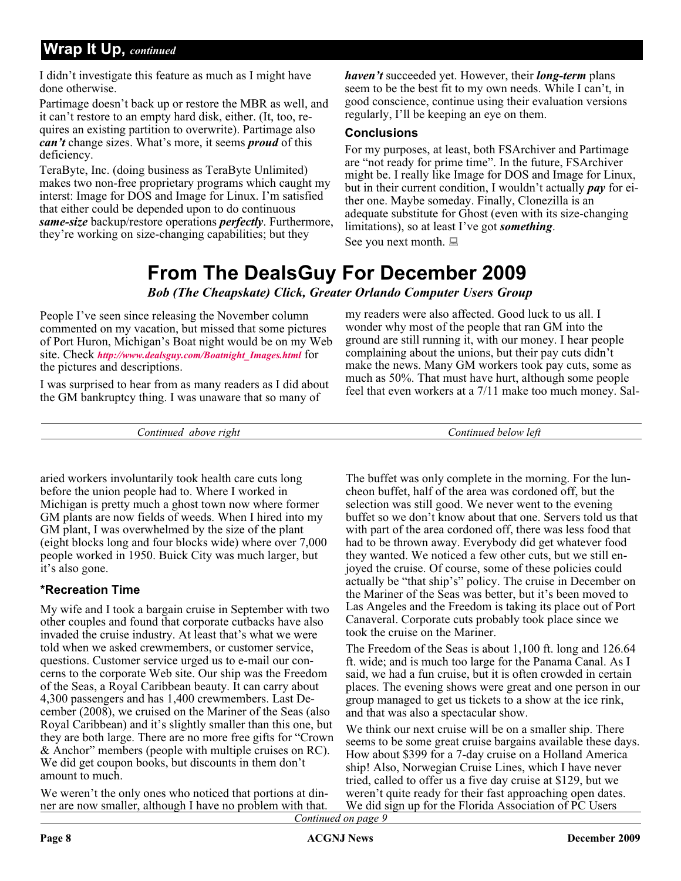## Wrap It Up, *continued*

I didn't investigate this feature as much as I might have done otherwise.

Partimage doesn't back up or restore the MBR as well, and it can't restore to an empty hard disk, either. (It, too, requires an existing partition to overwrite). Partimage also ***can't*** change sizes. What's more, it seems ***proud*** of this deficiency.

TeraByte, Inc. (doing business as TeraByte Unlimited) makes two non-free proprietary programs which caught my interst: Image for DOS and Image for Linux. I'm satisfied that either could be depended upon to do continuous ***same-size*** backup/restore operations ***perfectly***. Furthermore, they're working on size-changing capabilities; but they ***haven't*** succeeded yet. However, their ***long-term*** plans seem to be the best fit to my own needs. While I can't, in good conscience, continue using their evaluation versions regularly, I'll be keeping an eye on them.

### Conclusions

For my purposes, at least, both FSArchiver and Partimage are "not ready for prime time". In the future, FSArchiver might be. I really like Image for DOS and Image for Linux, but in their current condition, I wouldn't actually ***pay*** for either one. Maybe someday. Finally, Clonezilla is an adequate substitute for Ghost (even with its size-changing limitations), so at least I've got ***something***.

See you next month.

# From The DealsGuy For December 2009

***Bob (The Cheapskate) Click, Greater Orlando Computer Users Group***

People I've seen since releasing the November column commented on my vacation, but missed that some pictures of Port Huron, Michigan's Boat night would be on my Web site. Check ***http://www.dealsguy.com/Boatnight_Images.html*** for the pictures and descriptions.

I was surprised to hear from as many readers as I did about the GM bankruptcy thing. I was unaware that so many of my readers were also affected. Good luck to us all. I wonder why most of the people that ran GM into the ground are still running it, with our money. I hear people complaining about the unions, but their pay cuts didn't make the news. Many GM workers took pay cuts, some as much as 50%. That must have hurt, although some people feel that even workers at a 7/11 make too much money. Salaried workers involuntarily took health care cuts long before the union people had to. Where I worked in Michigan is pretty much a ghost town now where former GM plants are now fields of weeds. When I hired into my GM plant, I was overwhelmed by the size of the plant (eight blocks long and four blocks wide) where over 7,000 people worked in 1950. Buick City was much larger, but it's also gone.

### *Recreation Time

My wife and I took a bargain cruise in September with two other couples and found that corporate cutbacks have also invaded the cruise industry. At least that's what we were told when we asked crewmembers, or customer service, questions. Customer service urged us to e-mail our concerns to the corporate Web site. Our ship was the Freedom of the Seas, a Royal Caribbean beauty. It can carry about 4,300 passengers and has 1,400 crewmembers. Last December (2008), we cruised on the Mariner of the Seas (also Royal Caribbean) and it's slightly smaller than this one, but they are both large. There are no more free gifts for "Crown & Anchor" members (people with multiple cruises on RC). We did get coupon books, but discounts in them don't amount to much.

We weren't the only ones who noticed that portions at dinner are now smaller, although I have no problem with that. The buffet was only complete in the morning. For the luncheon buffet, half of the area was cordoned off, but the selection was still good. We never went to the evening buffet so we don't know about that one. Servers told us that with part of the area cordoned off, there was less food that had to be thrown away. Everybody did get whatever food they wanted. We noticed a few other cuts, but we still enjoyed the cruise. Of course, some of these policies could actually be "that ship's" policy. The cruise in December on the Mariner of the Seas was better, but it's been moved to Las Angeles and the Freedom is taking its place out of Port Canaveral. Corporate cuts probably took place since we took the cruise on the Mariner.

The Freedom of the Seas is about 1,100 ft. long and 126.64 ft. wide; and is much too large for the Panama Canal. As I said, we had a fun cruise, but it is often crowded in certain places. The evening shows were great and one person in our group managed to get us tickets to a show at the ice rink, and that was also a spectacular show.

We think our next cruise will be on a smaller ship. There seems to be some great cruise bargains available these days. How about $399 for a 7-day cruise on a Holland America ship! Also, Norwegian Cruise Lines, which I have never tried, called to offer us a five day cruise at $129, but we weren't quite ready for their fast approaching open dates. We did sign up for the Florida Association of PC Users

*Continued on page 9*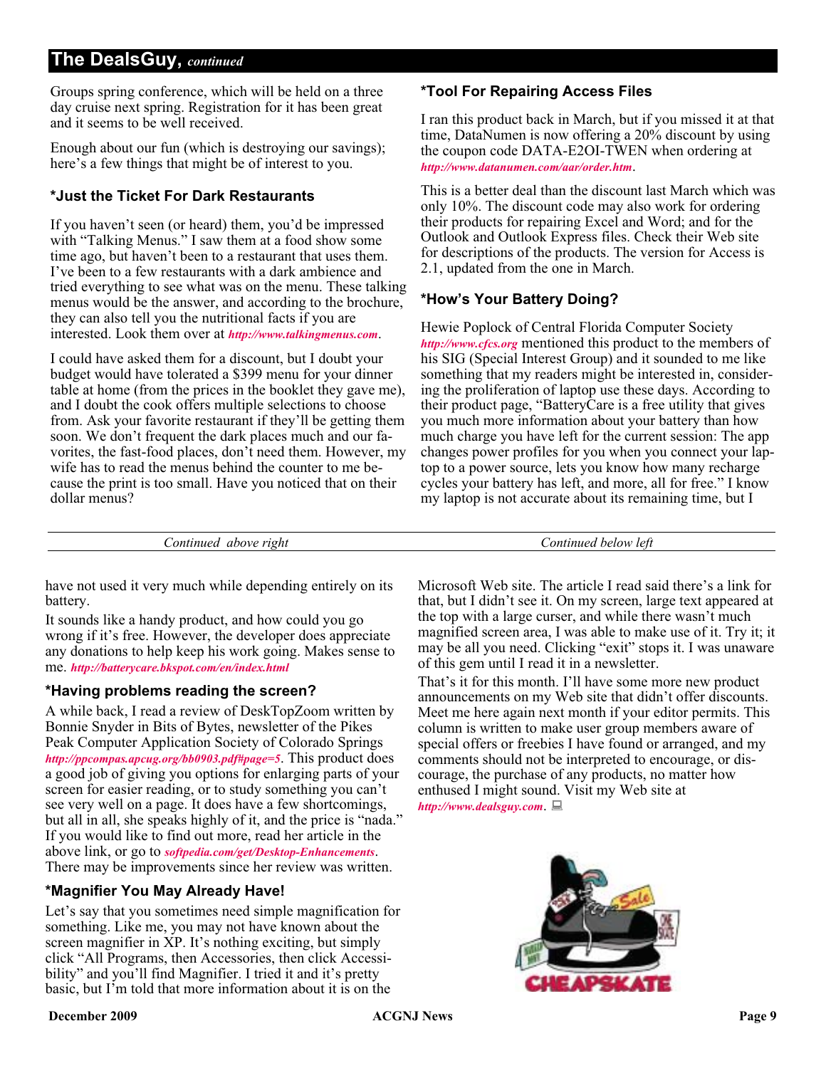## The DealsGuy, *continued*

Groups spring conference, which will be held on a three day cruise next spring. Registration for it has been great and it seems to be well received.

Enough about our fun (which is destroying our savings); here's a few things that might be of interest to you.

### *Just the Ticket For Dark Restaurants

If you haven't seen (or heard) them, you'd be impressed with "Talking Menus." I saw them at a food show some time ago, but haven't been to a restaurant that uses them. I've been to a few restaurants with a dark ambience and tried everything to see what was on the menu. These talking menus would be the answer, and according to the brochure, they can also tell you the nutritional facts if you are interested. Look them over at *http://www.talkingmenus.com*.

I could have asked them for a discount, but I doubt your budget would have tolerated a $399 menu for your dinner table at home (from the prices in the booklet they gave me), and I doubt the cook offers multiple selections to choose from. Ask your favorite restaurant if they'll be getting them soon. We don't frequent the dark places much and our favorites, the fast-food places, don't need them. However, my wife has to read the menus behind the counter to me because the print is too small. Have you noticed that on their dollar menus?

### *Tool For Repairing Access Files

I ran this product back in March, but if you missed it at that time, DataNumen is now offering a 20% discount by using the coupon code DATA-E2OI-TWEN when ordering at *http://www.datanumen.com/aar/order.htm*.

This is a better deal than the discount last March which was only 10%. The discount code may also work for ordering their products for repairing Excel and Word; and for the Outlook and Outlook Express files. Check their Web site for descriptions of the products. The version for Access is 2.1, updated from the one in March.

### *How's Your Battery Doing?

Hewie Poplock of Central Florida Computer Society *http://www.cfcs.org* mentioned this product to the members of his SIG (Special Interest Group) and it sounded to me like something that my readers might be interested in, considering the proliferation of laptop use these days. According to their product page, "BatteryCare is a free utility that gives you much more information about your battery than how much charge you have left for the current session: The app changes power profiles for you when you connect your laptop to a power source, lets you know how many recharge cycles your battery has left, and more, all for free." I know my laptop is not accurate about its remaining time, but I have not used it very much while depending entirely on its battery.

It sounds like a handy product, and how could you go wrong if it's free. However, the developer does appreciate any donations to help keep his work going. Makes sense to me. *http://batterycare.bkspot.com/en/index.html*

### *Having problems reading the screen?

A while back, I read a review of DeskTopZoom written by Bonnie Snyder in Bits of Bytes, newsletter of the Pikes Peak Computer Application Society of Colorado Springs *http://ppcompas.apcug.org/bb0903.pdf#page=5*. This product does a good job of giving you options for enlarging parts of your screen for easier reading, or to study something you can't see very well on a page. It does have a few shortcomings, but all in all, she speaks highly of it, and the price is "nada." If you would like to find out more, read her article in the above link, or go to *softpedia.com/get/Desktop-Enhancements*. There may be improvements since her review was written.

### *Magnifier You May Already Have!

Let's say that you sometimes need simple magnification for something. Like me, you may not have known about the screen magnifier in XP. It's nothing exciting, but simply click "All Programs, then Accessories, then click Accessibility" and you'll find Magnifier. I tried it and it's pretty basic, but I'm told that more information about it is on the Microsoft Web site. The article I read said there's a link for that, but I didn't see it. On my screen, large text appeared at the top with a large curser, and while there wasn't much magnified screen area, I was able to make use of it. Try it; it may be all you need. Clicking "exit" stops it. I was unaware of this gem until I read it in a newsletter.

That's it for this month. I'll have some more new product announcements on my Web site that didn't offer discounts. Meet me here again next month if your editor permits. This column is written to make user group members aware of special offers or freebies I have found or arranged, and my comments should not be interpreted to encourage, or discourage, the purchase of any products, no matter how enthused I might sound. Visit my Web site at *http://www.dealsguy.com*.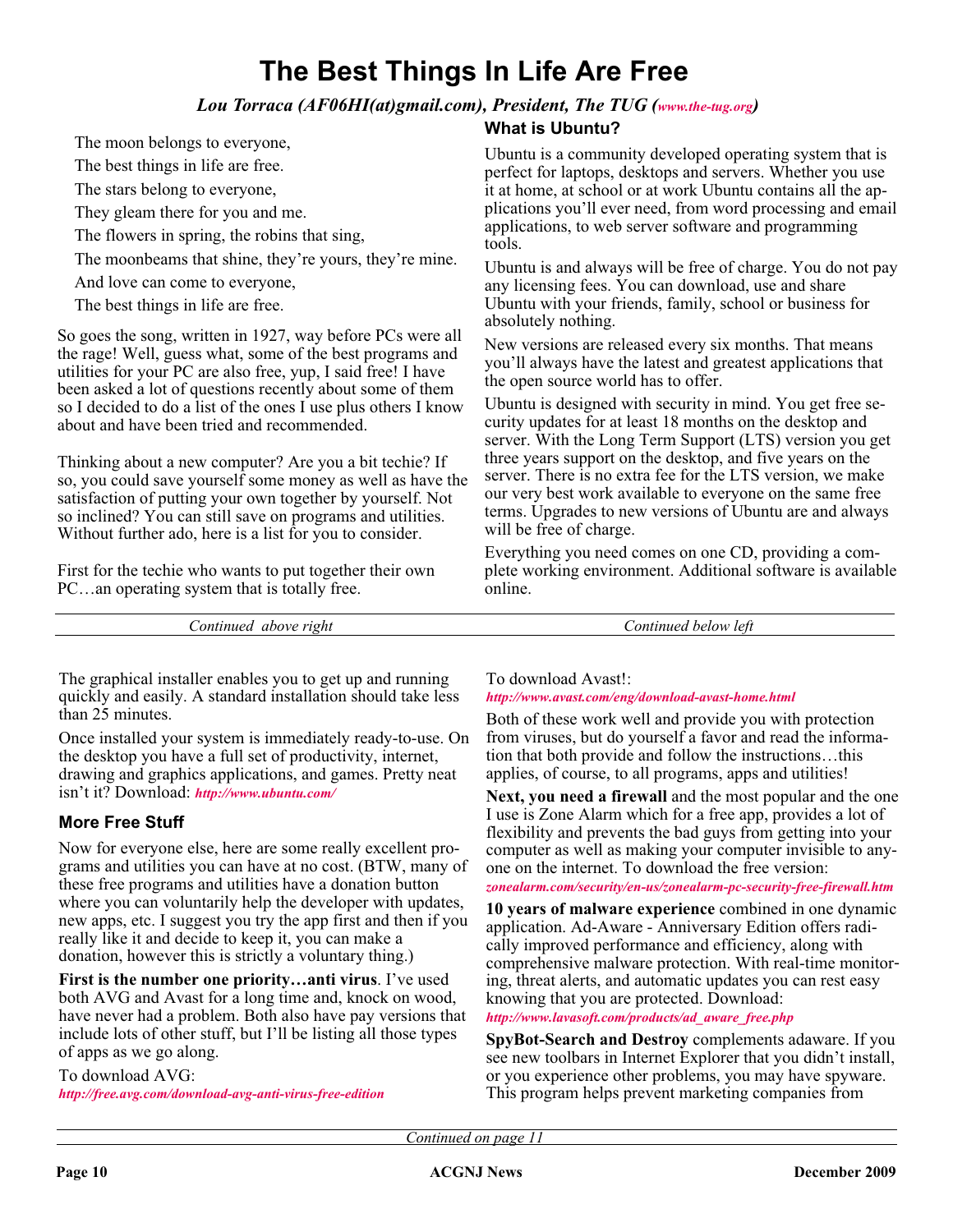# The Best Things In Life Are Free

*Lou Torraca (AF06HI(at)gmail.com), President, The TUG (www.the-tug.org)*

The moon belongs to everyone,
The best things in life are free.
The stars belong to everyone,
They gleam there for you and me.
The flowers in spring, the robins that sing,
The moonbeams that shine, they're yours, they're mine.
And love can come to everyone,
The best things in life are free.

So goes the song, written in 1927, way before PCs were all the rage! Well, guess what, some of the best programs and utilities for your PC are also free, yup, I said free! I have been asked a lot of questions recently about some of them so I decided to do a list of the ones I use plus others I know about and have been tried and recommended.

Thinking about a new computer? Are you a bit techie? If so, you could save yourself some money as well as have the satisfaction of putting your own together by yourself. Not so inclined? You can still save on programs and utilities. Without further ado, here is a list for you to consider.

First for the techie who wants to put together their own PC…an operating system that is totally free.

*Continued above right*

### What is Ubuntu?

Ubuntu is a community developed operating system that is perfect for laptops, desktops and servers. Whether you use it at home, at school or at work Ubuntu contains all the applications you'll ever need, from word processing and email applications, to web server software and programming tools.

Ubuntu is and always will be free of charge. You do not pay any licensing fees. You can download, use and share Ubuntu with your friends, family, school or business for absolutely nothing.

New versions are released every six months. That means you'll always have the latest and greatest applications that the open source world has to offer.

Ubuntu is designed with security in mind. You get free security updates for at least 18 months on the desktop and server. With the Long Term Support (LTS) version you get three years support on the desktop, and five years on the server. There is no extra fee for the LTS version, we make our very best work available to everyone on the same free terms. Upgrades to new versions of Ubuntu are and always will be free of charge.

Everything you need comes on one CD, providing a complete working environment. Additional software is available online.

*Continued below left*

The graphical installer enables you to get up and running quickly and easily. A standard installation should take less than 25 minutes.

Once installed your system is immediately ready-to-use. On the desktop you have a full set of productivity, internet, drawing and graphics applications, and games. Pretty neat isn't it? Download: *http://www.ubuntu.com/*

### More Free Stuff

Now for everyone else, here are some really excellent programs and utilities you can have at no cost. (BTW, many of these free programs and utilities have a donation button where you can voluntarily help the developer with updates, new apps, etc. I suggest you try the app first and then if you really like it and decide to keep it, you can make a donation, however this is strictly a voluntary thing.)

**First is the number one priority…anti virus**. I've used both AVG and Avast for a long time and, knock on wood, have never had a problem. But both also have pay versions that include lots of other stuff, but I'll be listing all those types of apps as we go along.

To download AVG:
*http://free.avg.com/download-avg-anti-virus-free-edition*

To download Avast!:
*http://www.avast.com/eng/download-avast-home.html*

Both of these work well and provide you with protection from viruses, but do yourself a favor and read the information that both provide and follow the instructions…this applies, of course, to all programs, apps and utilities!

**Next, you need a firewall** and the most popular and the one I use is Zone Alarm which for a free app, provides a lot of flexibility and prevents the bad guys from getting into your computer as well as making your computer invisible to anyone on the internet. To download the free version:
*zonealarm.com/security/en-us/zonealarm-pc-security-free-firewall.htm*

**10 years of malware experience** combined in one dynamic application. Ad-Aware - Anniversary Edition offers radically improved performance and efficiency, along with comprehensive malware protection. With real-time monitoring, threat alerts, and automatic updates you can rest easy knowing that you are protected. Download:
*http://www.lavasoft.com/products/ad_aware_free.php*

**SpyBot-Search and Destroy** complements adaware. If you see new toolbars in Internet Explorer that you didn't install, or you experience other problems, you may have spyware. This program helps prevent marketing companies from

*Continued on page 11*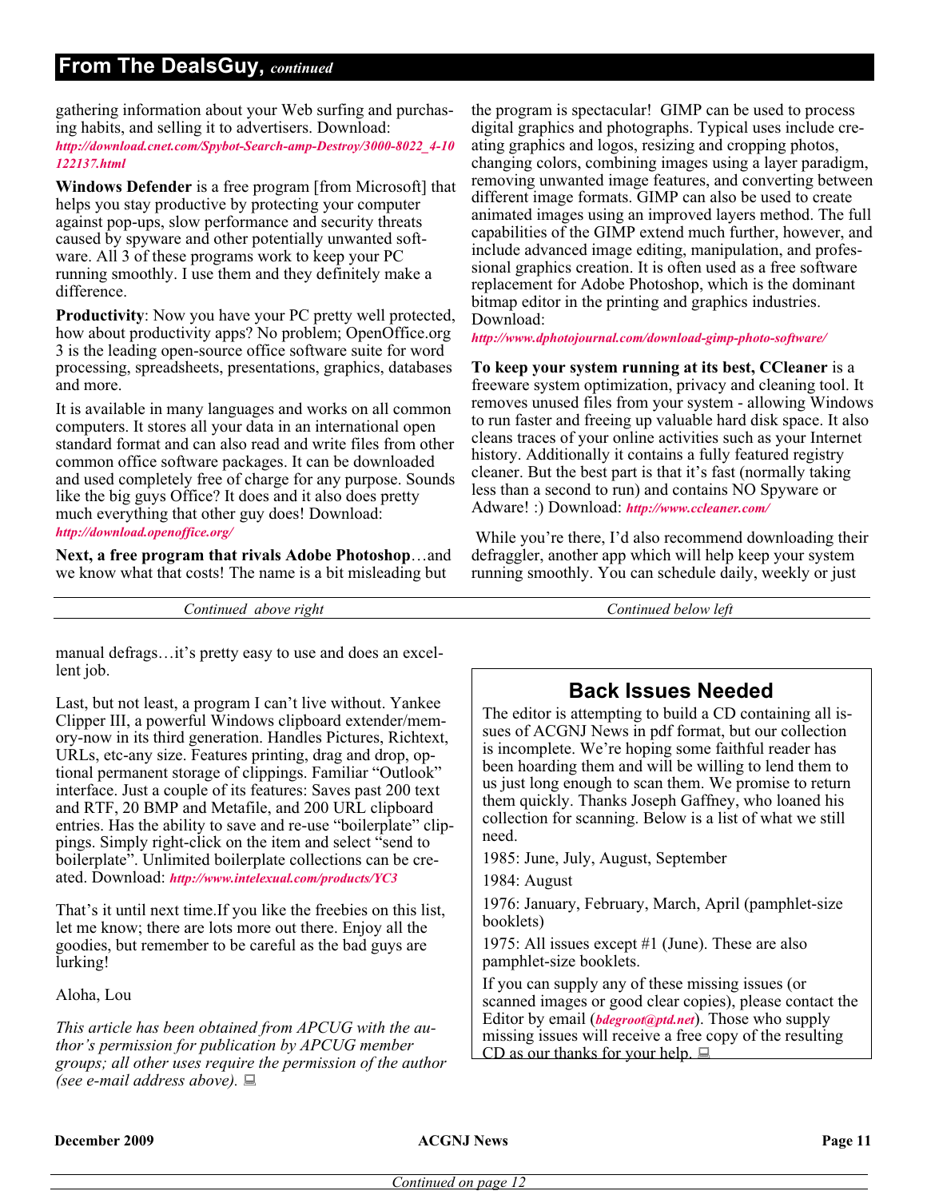## From The DealsGuy, *continued*

gathering information about your Web surfing and purchasing habits, and selling it to advertisers. Download: ***http://download.cnet.com/Spybot-Search-amp-Destroy/3000-8022_4-10122137.html***

**Windows Defender** is a free program [from Microsoft] that helps you stay productive by protecting your computer against pop-ups, slow performance and security threats caused by spyware and other potentially unwanted software. All 3 of these programs work to keep your PC running smoothly. I use them and they definitely make a difference.

**Productivity**: Now you have your PC pretty well protected, how about productivity apps? No problem; OpenOffice.org 3 is the leading open-source office software suite for word processing, spreadsheets, presentations, graphics, databases and more.

It is available in many languages and works on all common computers. It stores all your data in an international open standard format and can also read and write files from other common office software packages. It can be downloaded and used completely free of charge for any purpose. Sounds like the big guys Office? It does and it also does pretty much everything that other guy does! Download: ***http://download.openoffice.org/***

**Next, a free program that rivals Adobe Photoshop**…and we know what that costs! The name is a bit misleading but the program is spectacular! GIMP can be used to process digital graphics and photographs. Typical uses include creating graphics and logos, resizing and cropping photos, changing colors, combining images using a layer paradigm, removing unwanted image features, and converting between different image formats. GIMP can also be used to create animated images using an improved layers method. The full capabilities of the GIMP extend much further, however, and include advanced image editing, manipulation, and professional graphics creation. It is often used as a free software replacement for Adobe Photoshop, which is the dominant bitmap editor in the printing and graphics industries. Download: ***http://www.dphotojournal.com/download-gimp-photo-software/***

**To keep your system running at its best, CCleaner** is a freeware system optimization, privacy and cleaning tool. It removes unused files from your system - allowing Windows to run faster and freeing up valuable hard disk space. It also cleans traces of your online activities such as your Internet history. Additionally it contains a fully featured registry cleaner. But the best part is that it's fast (normally taking less than a second to run) and contains NO Spyware or Adware! :) Download: ***http://www.ccleaner.com/***

While you're there, I'd also recommend downloading their defraggler, another app which will help keep your system running smoothly. You can schedule daily, weekly or just manual defrags…it's pretty easy to use and does an excellent job.

Last, but not least, a program I can't live without. Yankee Clipper III, a powerful Windows clipboard extender/memory-now in its third generation. Handles Pictures, Richtext, URLs, etc-any size. Features printing, drag and drop, optional permanent storage of clippings. Familiar "Outlook" interface. Just a couple of its features: Saves past 200 text and RTF, 20 BMP and Metafile, and 200 URL clipboard entries. Has the ability to save and re-use "boilerplate" clippings. Simply right-click on the item and select "send to boilerplate". Unlimited boilerplate collections can be created. Download: ***http://www.intelexual.com/products/YC3***

That's it until next time.If you like the freebies on this list, let me know; there are lots more out there. Enjoy all the goodies, but remember to be careful as the bad guys are lurking!

Aloha, Lou

*This article has been obtained from APCUG with the author's permission for publication by APCUG member groups; all other uses require the permission of the author (see e-mail address above).*

## Back Issues Needed

The editor is attempting to build a CD containing all issues of ACGNJ News in pdf format, but our collection is incomplete. We're hoping some faithful reader has been hoarding them and will be willing to lend them to us just long enough to scan them. We promise to return them quickly. Thanks Joseph Gaffney, who loaned his collection for scanning. Below is a list of what we still need.

1985: June, July, August, September

1984: August

1976: January, February, March, April (pamphlet-size booklets)

1975: All issues except #1 (June). These are also pamphlet-size booklets.

If you can supply any of these missing issues (or scanned images or good clear copies), please contact the Editor by email (***bdegroot@ptd.net***). Those who supply missing issues will receive a free copy of the resulting CD as our thanks for your help.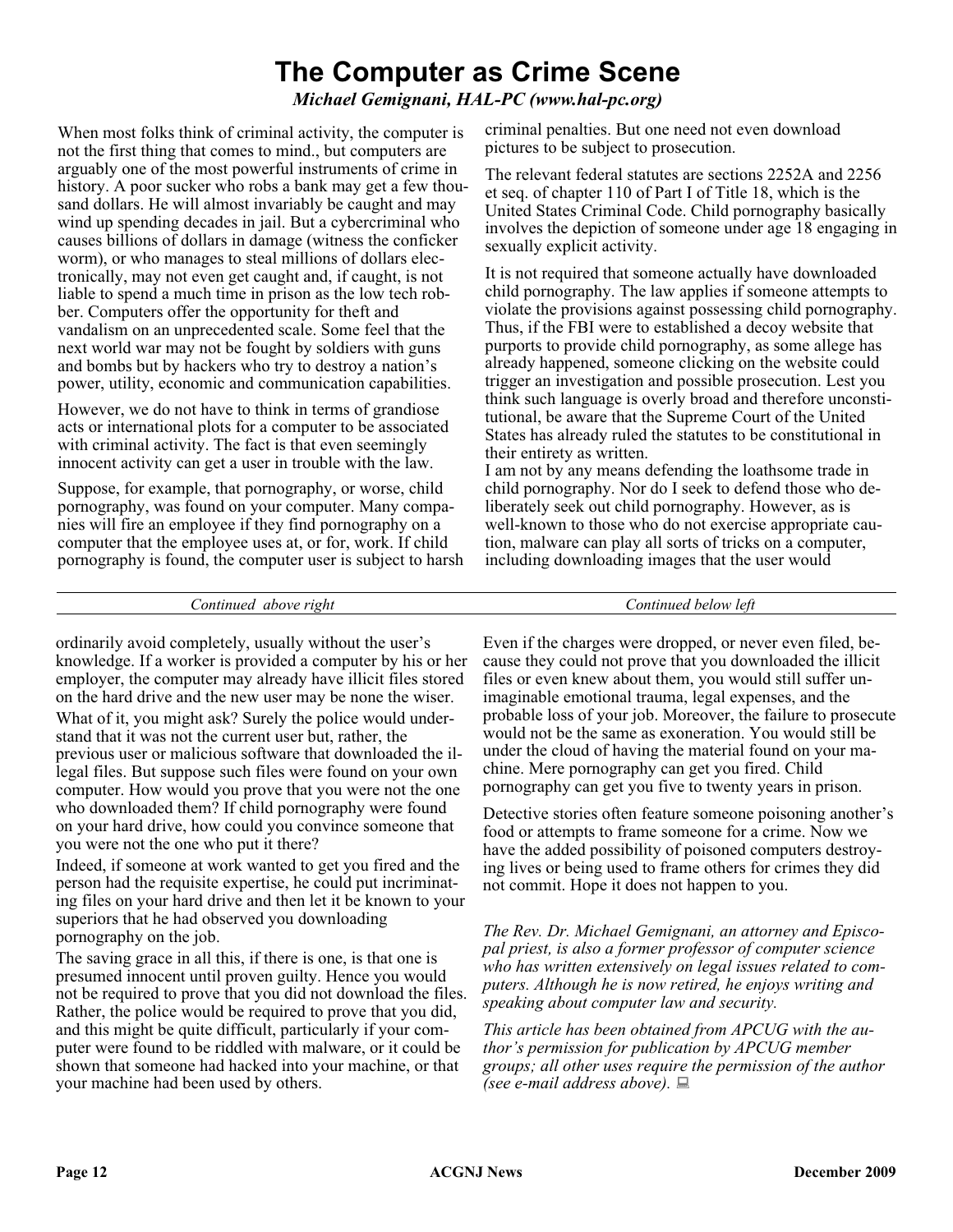# The Computer as Crime Scene

*Michael Gemignani, HAL-PC (www.hal-pc.org)*

When most folks think of criminal activity, the computer is not the first thing that comes to mind., but computers are arguably one of the most powerful instruments of crime in history. A poor sucker who robs a bank may get a few thousand dollars. He will almost invariably be caught and may wind up spending decades in jail. But a cybercriminal who causes billions of dollars in damage (witness the conficker worm), or who manages to steal millions of dollars electronically, may not even get caught and, if caught, is not liable to spend a much time in prison as the low tech robber. Computers offer the opportunity for theft and vandalism on an unprecedented scale. Some feel that the next world war may not be fought by soldiers with guns and bombs but by hackers who try to destroy a nation's power, utility, economic and communication capabilities.

However, we do not have to think in terms of grandiose acts or international plots for a computer to be associated with criminal activity. The fact is that even seemingly innocent activity can get a user in trouble with the law.

Suppose, for example, that pornography, or worse, child pornography, was found on your computer. Many companies will fire an employee if they find pornography on a computer that the employee uses at, or for, work. If child pornography is found, the computer user is subject to harsh criminal penalties. But one need not even download pictures to be subject to prosecution.

The relevant federal statutes are sections 2252A and 2256 et seq. of chapter 110 of Part I of Title 18, which is the United States Criminal Code. Child pornography basically involves the depiction of someone under age 18 engaging in sexually explicit activity.

It is not required that someone actually have downloaded child pornography. The law applies if someone attempts to violate the provisions against possessing child pornography. Thus, if the FBI were to established a decoy website that purports to provide child pornography, as some allege has already happened, someone clicking on the website could trigger an investigation and possible prosecution. Lest you think such language is overly broad and therefore unconstitutional, be aware that the Supreme Court of the United States has already ruled the statutes to be constitutional in their entirety as written.

I am not by any means defending the loathsome trade in child pornography. Nor do I seek to defend those who deliberately seek out child pornography. However, as is well-known to those who do not exercise appropriate caution, malware can play all sorts of tricks on a computer, including downloading images that the user would ordinarily avoid completely, usually without the user's knowledge. If a worker is provided a computer by his or her employer, the computer may already have illicit files stored on the hard drive and the new user may be none the wiser.

What of it, you might ask? Surely the police would understand that it was not the current user but, rather, the previous user or malicious software that downloaded the illegal files. But suppose such files were found on your own computer. How would you prove that you were not the one who downloaded them? If child pornography were found on your hard drive, how could you convince someone that you were not the one who put it there?

Indeed, if someone at work wanted to get you fired and the person had the requisite expertise, he could put incriminating files on your hard drive and then let it be known to your superiors that he had observed you downloading pornography on the job.

The saving grace in all this, if there is one, is that one is presumed innocent until proven guilty. Hence you would not be required to prove that you did not download the files. Rather, the police would be required to prove that you did, and this might be quite difficult, particularly if your computer were found to be riddled with malware, or it could be shown that someone had hacked into your machine, or that your machine had been used by others.

Even if the charges were dropped, or never even filed, because they could not prove that you downloaded the illicit files or even knew about them, you would still suffer unimaginable emotional trauma, legal expenses, and the probable loss of your job. Moreover, the failure to prosecute would not be the same as exoneration. You would still be under the cloud of having the material found on your machine. Mere pornography can get you fired. Child pornography can get you five to twenty years in prison.

Detective stories often feature someone poisoning another's food or attempts to frame someone for a crime. Now we have the added possibility of poisoned computers destroying lives or being used to frame others for crimes they did not commit. Hope it does not happen to you.

*The Rev. Dr. Michael Gemignani, an attorney and Episcopal priest, is also a former professor of computer science who has written extensively on legal issues related to computers. Although he is now retired, he enjoys writing and speaking about computer law and security.*

*This article has been obtained from APCUG with the author's permission for publication by APCUG member groups; all other uses require the permission of the author (see e-mail address above).*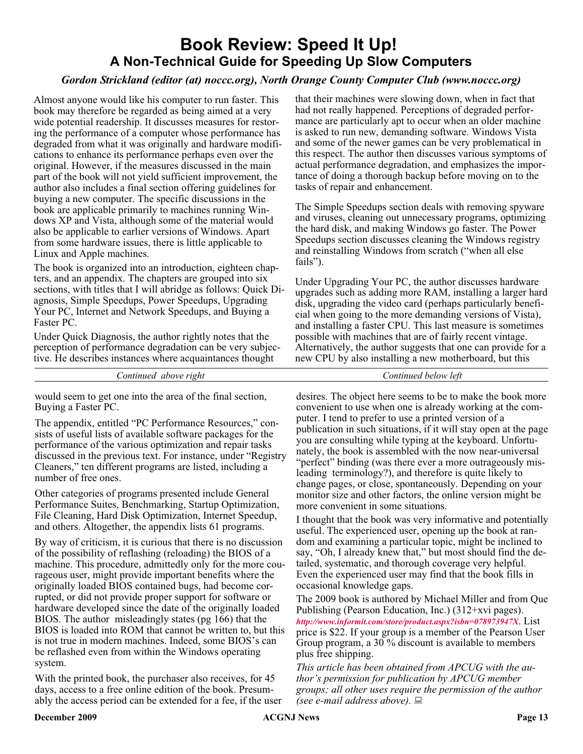# Book Review: Speed It Up!

## A Non-Technical Guide for Speeding Up Slow Computers

*Gordon Strickland (editor (at) noccc.org), North Orange County Computer Club (www.noccc.org)*

Almost anyone would like his computer to run faster. This book may therefore be regarded as being aimed at a very wide potential readership. It discusses measures for restoring the performance of a computer whose performance has degraded from what it was originally and hardware modifications to enhance its performance perhaps even over the original. However, if the measures discussed in the main part of the book will not yield sufficient improvement, the author also includes a final section offering guidelines for buying a new computer. The specific discussions in the book are applicable primarily to machines running Windows XP and Vista, although some of the material would also be applicable to earlier versions of Windows. Apart from some hardware issues, there is little applicable to Linux and Apple machines.

The book is organized into an introduction, eighteen chapters, and an appendix. The chapters are grouped into six sections, with titles that I will abridge as follows: Quick Diagnosis, Simple Speedups, Power Speedups, Upgrading Your PC, Internet and Network Speedups, and Buying a Faster PC.

Under Quick Diagnosis, the author rightly notes that the perception of performance degradation can be very subjective. He describes instances where acquaintances thought that their machines were slowing down, when in fact that had not really happened. Perceptions of degraded performance are particularly apt to occur when an older machine is asked to run new, demanding software. Windows Vista and some of the newer games can be very problematical in this respect. The author then discusses various symptoms of actual performance degradation, and emphasizes the importance of doing a thorough backup before moving on to the tasks of repair and enhancement.

The Simple Speedups section deals with removing spyware and viruses, cleaning out unnecessary programs, optimizing the hard disk, and making Windows go faster. The Power Speedups section discusses cleaning the Windows registry and reinstalling Windows from scratch ("when all else fails").

Under Upgrading Your PC, the author discusses hardware upgrades such as adding more RAM, installing a larger hard disk, upgrading the video card (perhaps particularly beneficial when going to the more demanding versions of Vista), and installing a faster CPU. This last measure is sometimes possible with machines that are of fairly recent vintage. Alternatively, the author suggests that one can provide for a new CPU by also installing a new motherboard, but this would seem to get one into the area of the final section, Buying a Faster PC.

The appendix, entitled "PC Performance Resources," consists of useful lists of available software packages for the performance of the various optimization and repair tasks discussed in the previous text. For instance, under "Registry Cleaners," ten different programs are listed, including a number of free ones.

Other categories of programs presented include General Performance Suites, Benchmarking, Startup Optimization, File Cleaning, Hard Disk Optimization, Internet Speedup, and others. Altogether, the appendix lists 61 programs.

By way of criticism, it is curious that there is no discussion of the possibility of reflashing (reloading) the BIOS of a machine. This procedure, admittedly only for the more courageous user, might provide important benefits where the originally loaded BIOS contained bugs, had become corrupted, or did not provide proper support for software or hardware developed since the date of the originally loaded BIOS. The author misleadingly states (pg 166) that the BIOS is loaded into ROM that cannot be written to, but this is not true in modern machines. Indeed, some BIOS's can be reflashed even from within the Windows operating system.

With the printed book, the purchaser also receives, for 45 days, access to a free online edition of the book. Presumably the access period can be extended for a fee, if the user desires. The object here seems to be to make the book more convenient to use when one is already working at the computer. I tend to prefer to use a printed version of a publication in such situations, if it will stay open at the page you are consulting while typing at the keyboard. Unfortunately, the book is assembled with the now near-universal "perfect" binding (was there ever a more outrageously misleading terminology?), and therefore is quite likely to change pages, or close, spontaneously. Depending on your monitor size and other factors, the online version might be more convenient in some situations.

I thought that the book was very informative and potentially useful. The experienced user, opening up the book at random and examining a particular topic, might be inclined to say, "Oh, I already knew that," but most should find the detailed, systematic, and thorough coverage very helpful. Even the experienced user may find that the book fills in occasional knowledge gaps.

The 2009 book is authored by Michael Miller and from Que Publishing (Pearson Education, Inc.) (312+xvi pages). *http://www.informit.com/store/product.aspx?isbn=078973947X*. List price is $22. If your group is a member of the Pearson User Group program, a 30 % discount is available to members plus free shipping.

*This article has been obtained from APCUG with the author's permission for publication by APCUG member groups; all other uses require the permission of the author (see e-mail address above).*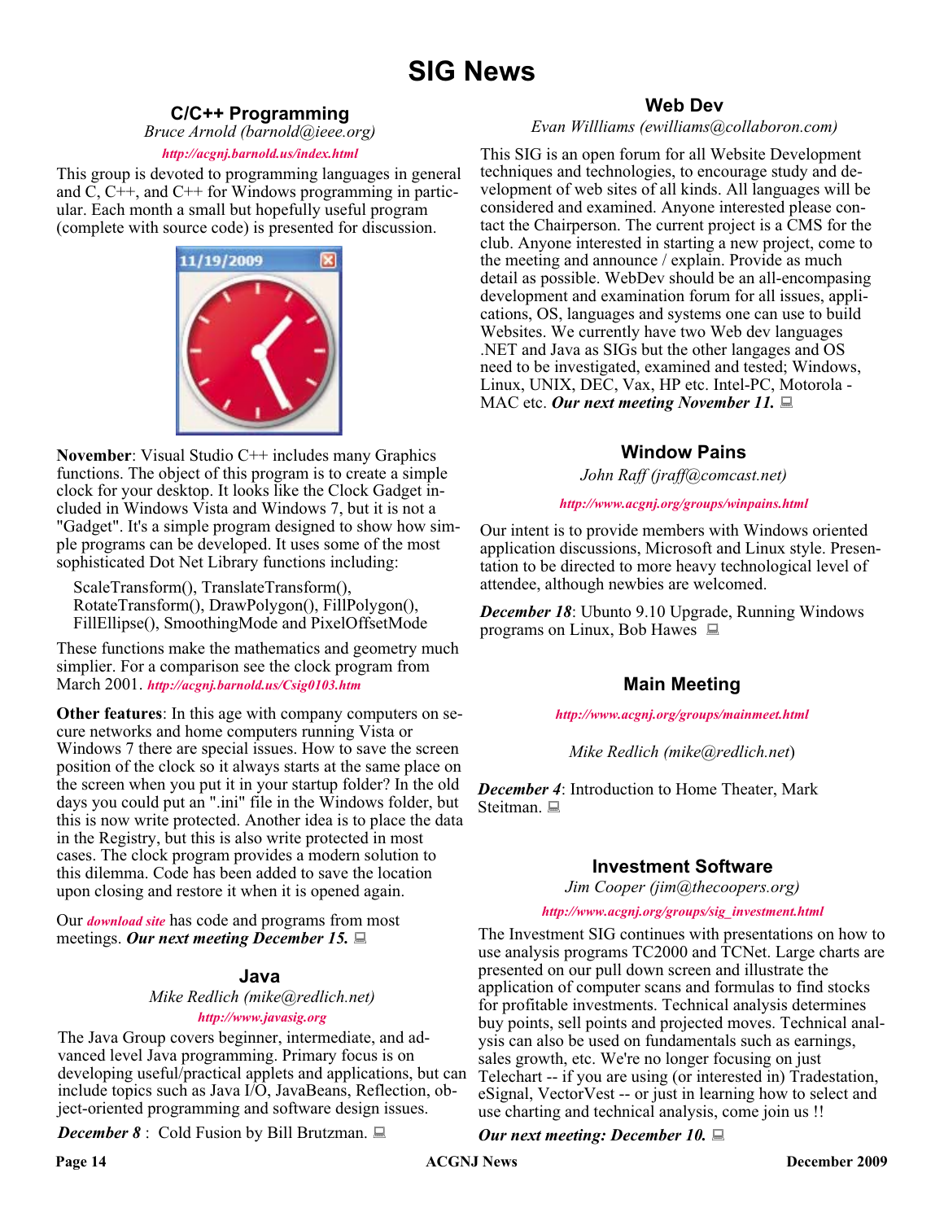# SIG News

## C/C++ Programming

*Bruce Arnold (barnold@ieee.org)*

*http://acgnj.barnold.us/index.html*

This group is devoted to programming languages in general and C, C++, and C++ for Windows programming in particular. Each month a small but hopefully useful program (complete with source code) is presented for discussion.

**November**: Visual Studio C++ includes many Graphics functions. The object of this program is to create a simple clock for your desktop. It looks like the Clock Gadget included in Windows Vista and Windows 7, but it is not a "Gadget". It's a simple program designed to show how simple programs can be developed. It uses some of the most sophisticated Dot Net Library functions including:

ScaleTransform(), TranslateTransform(), RotateTransform(), DrawPolygon(), FillPolygon(), FillEllipse(), SmoothingMode and PixelOffsetMode

These functions make the mathematics and geometry much simplier. For a comparison see the clock program from March 2001. *http://acgnj.barnold.us/Csig0103.htm*

**Other features**: In this age with company computers on secure networks and home computers running Vista or Windows 7 there are special issues. How to save the screen position of the clock so it always starts at the same place on the screen when you put it in your startup folder? In the old days you could put an ".ini" file in the Windows folder, but this is now write protected. Another idea is to place the data in the Registry, but this is also write protected in most cases. The clock program provides a modern solution to this dilemma. Code has been added to save the location upon closing and restore it when it is opened again.

Our *download site* has code and programs from most meetings. ***Our next meeting December 15.***

## Java

*Mike Redlich (mike@redlich.net)*

*http://www.javasig.org*

The Java Group covers beginner, intermediate, and advanced level Java programming. Primary focus is on developing useful/practical applets and applications, but can include topics such as Java I/O, JavaBeans, Reflection, object-oriented programming and software design issues.

***December 8*** : Cold Fusion by Bill Brutzman.

## Web Dev

*Evan Willliams (ewilliams@collaboron.com)*

This SIG is an open forum for all Website Development techniques and technologies, to encourage study and development of web sites of all kinds. All languages will be considered and examined. Anyone interested please contact the Chairperson. The current project is a CMS for the club. Anyone interested in starting a new project, come to the meeting and announce / explain. Provide as much detail as possible. WebDev should be an all-encompasing development and examination forum for all issues, applications, OS, languages and systems one can use to build Websites. We currently have two Web dev languages .NET and Java as SIGs but the other langages and OS need to be investigated, examined and tested; Windows, Linux, UNIX, DEC, Vax, HP etc. Intel-PC, Motorola - MAC etc. ***Our next meeting November 11.***

## Window Pains

*John Raff (jraff@comcast.net)*

*http://www.acgnj.org/groups/winpains.html*

Our intent is to provide members with Windows oriented application discussions, Microsoft and Linux style. Presentation to be directed to more heavy technological level of attendee, although newbies are welcomed.

***December 18***: Ubunto 9.10 Upgrade, Running Windows programs on Linux, Bob Hawes

## Main Meeting

*http://www.acgnj.org/groups/mainmeet.html*

*Mike Redlich (mike@redlich.net)*

***December 4***: Introduction to Home Theater, Mark Steitman.

## Investment Software

*Jim Cooper (jim@thecoopers.org)*

*http://www.acgnj.org/groups/sig_investment.html*

The Investment SIG continues with presentations on how to use analysis programs TC2000 and TCNet. Large charts are presented on our pull down screen and illustrate the application of computer scans and formulas to find stocks for profitable investments. Technical analysis determines buy points, sell points and projected moves. Technical analysis can also be used on fundamentals such as earnings, sales growth, etc. We're no longer focusing on just Telechart -- if you are using (or interested in) Tradestation, eSignal, VectorVest -- or just in learning how to select and use charting and technical analysis, come join us !!

***Our next meeting: December 10.***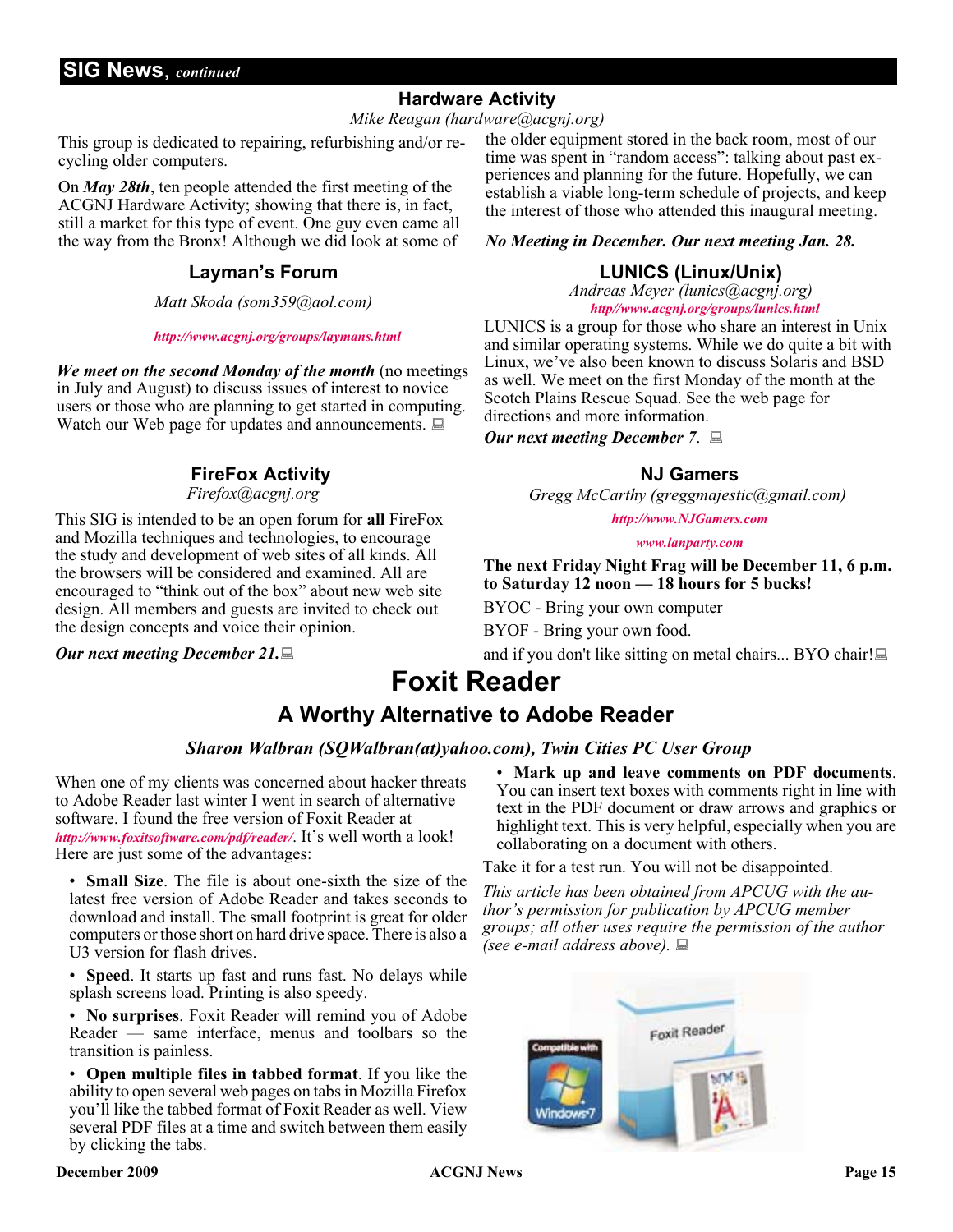## SIG News, *continued*

### Hardware Activity

*Mike Reagan (hardware@acgnj.org)*

This group is dedicated to repairing, refurbishing and/or recycling older computers.

On ***May 28th***, ten people attended the first meeting of the ACGNJ Hardware Activity; showing that there is, in fact, still a market for this type of event. One guy even came all the way from the Bronx! Although we did look at some of the older equipment stored in the back room, most of our time was spent in "random access": talking about past experiences and planning for the future. Hopefully, we can establish a viable long-term schedule of projects, and keep the interest of those who attended this inaugural meeting.

***No Meeting in December. Our next meeting Jan. 28.***

### Layman's Forum

*Matt Skoda (som359@aol.com)*

*http://www.acgnj.org/groups/laymans.html*

***We meet on the second Monday of the month*** (no meetings in July and August) to discuss issues of interest to novice users or those who are planning to get started in computing. Watch our Web page for updates and announcements.

### LUNICS (Linux/Unix)

*Andreas Meyer (lunics@acgnj.org)*

*http//www.acgnj.org/groups/lunics.html*

LUNICS is a group for those who share an interest in Unix and similar operating systems. While we do quite a bit with Linux, we've also been known to discuss Solaris and BSD as well. We meet on the first Monday of the month at the Scotch Plains Rescue Squad. See the web page for directions and more information.

***Our next meeting December 7.***

### FireFox Activity

*Firefox@acgnj.org*

This SIG is intended to be an open forum for **all** FireFox and Mozilla techniques and technologies, to encourage the study and development of web sites of all kinds. All the browsers will be considered and examined. All are encouraged to "think out of the box" about new web site design. All members and guests are invited to check out the design concepts and voice their opinion.

***Our next meeting December 21.***

### NJ Gamers

*Gregg McCarthy (greggmajestic@gmail.com)*

*http://www.NJGamers.com*

*www.lanparty.com*

**The next Friday Night Frag will be December 11, 6 p.m. to Saturday 12 noon — 18 hours for 5 bucks!**

BYOC - Bring your own computer

BYOF - Bring your own food.

and if you don't like sitting on metal chairs... BYO chair!

# Foxit Reader

## A Worthy Alternative to Adobe Reader

***Sharon Walbran (SQWalbran(at)yahoo.com), Twin Cities PC User Group***

When one of my clients was concerned about hacker threats to Adobe Reader last winter I went in search of alternative software. I found the free version of Foxit Reader at *http://www.foxitsoftware.com/pdf/reader/*. It's well worth a look! Here are just some of the advantages:

- **Small Size**. The file is about one-sixth the size of the latest free version of Adobe Reader and takes seconds to download and install. The small footprint is great for older computers or those short on hard drive space. There is also a U3 version for flash drives.
- **Speed**. It starts up fast and runs fast. No delays while splash screens load. Printing is also speedy.
- **No surprises**. Foxit Reader will remind you of Adobe Reader — same interface, menus and toolbars so the transition is painless.
- **Open multiple files in tabbed format**. If you like the ability to open several web pages on tabs in Mozilla Firefox you'll like the tabbed format of Foxit Reader as well. View several PDF files at a time and switch between them easily by clicking the tabs.
- **Mark up and leave comments on PDF documents**. You can insert text boxes with comments right in line with text in the PDF document or draw arrows and graphics or highlight text. This is very helpful, especially when you are collaborating on a document with others.

Take it for a test run. You will not be disappointed.

*This article has been obtained from APCUG with the author's permission for publication by APCUG member groups; all other uses require the permission of the author (see e-mail address above).*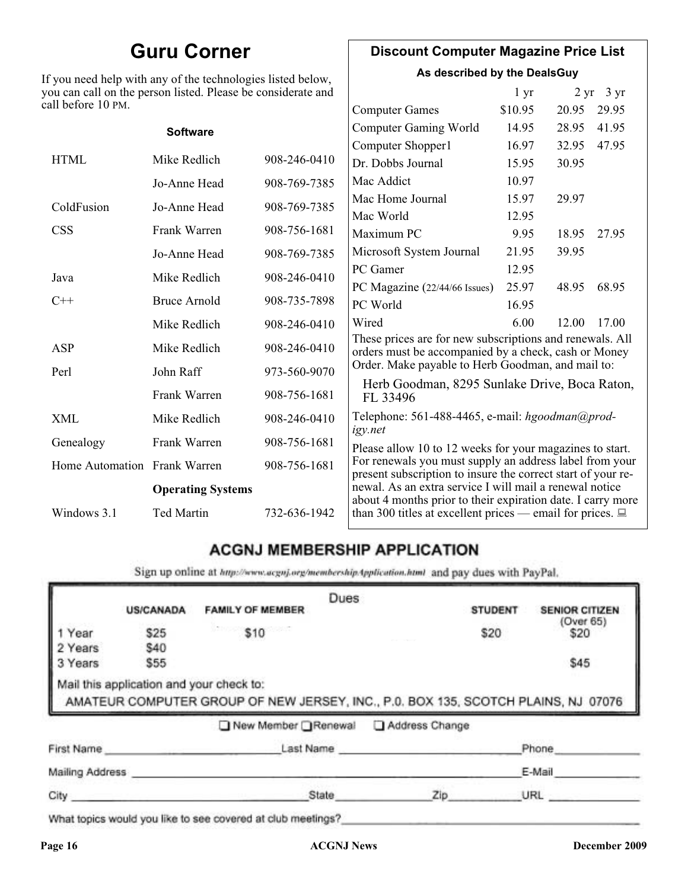# Guru Corner

If you need help with any of the technologies listed below, you can call on the person listed. Please be considerate and call before 10 PM.

**Software**

| | | |
|---|---|---|
| HTML | Mike Redlich | 908-246-0410 |
| | Jo-Anne Head | 908-769-7385 |
| ColdFusion | Jo-Anne Head | 908-769-7385 |
| CSS | Frank Warren | 908-756-1681 |
| | Jo-Anne Head | 908-769-7385 |
| Java | Mike Redlich | 908-246-0410 |
| C++ | Bruce Arnold | 908-735-7898 |
| | Mike Redlich | 908-246-0410 |
| ASP | Mike Redlich | 908-246-0410 |
| Perl | John Raff | 973-560-9070 |
| | Frank Warren | 908-756-1681 |
| XML | Mike Redlich | 908-246-0410 |
| Genealogy | Frank Warren | 908-756-1681 |
| Home Automation | Frank Warren | 908-756-1681 |
| | **Operating Systems** | |
| Windows 3.1 | Ted Martin | 732-636-1942 |

## Discount Computer Magazine Price List

**As described by the DealsGuy**

| | 1 yr | 2 yr | 3 yr |
|---|---|---|---|
| Computer Games | $10.95 | 20.95 | 29.95 |
| Computer Gaming World | 14.95 | 28.95 | 41.95 |
| Computer Shopper1 | 16.97 | 32.95 | 47.95 |
| Dr. Dobbs Journal | 15.95 | 30.95 | |
| Mac Addict | 10.97 | | |
| Mac Home Journal | 15.97 | 29.97 | |
| Mac World | 12.95 | | |
| Maximum PC | 9.95 | 18.95 | 27.95 |
| Microsoft System Journal | 21.95 | 39.95 | |
| PC Gamer | 12.95 | | |
| PC Magazine (22/44/66 Issues) | 25.97 | 48.95 | 68.95 |
| PC World | 16.95 | | |
| Wired | 6.00 | 12.00 | 17.00 |

These prices are for new subscriptions and renewals. All orders must be accompanied by a check, cash or Money Order. Make payable to Herb Goodman, and mail to:

Herb Goodman, 8295 Sunlake Drive, Boca Raton, FL 33496

Telephone: 561-488-4465, e-mail: *hgoodman@prodigy.net*

Please allow 10 to 12 weeks for your magazines to start. For renewals you must supply an address label from your present subscription to insure the correct start of your renewal. As an extra service I will mail a renewal notice about 4 months prior to their expiration date. I carry more than 300 titles at excellent prices — email for prices.

## ACGNJ MEMBERSHIP APPLICATION

Sign up online at http://www.acgnj.org/membershipApplication.html and pay dues with PayPal.

**Dues**

| | US/CANADA | FAMILY OF MEMBER | STUDENT | SENIOR CITIZEN (Over 65) |
|---|---|---|---|---|
| 1 Year | $25 | $10 | $20 | $20 |
| 2 Years | $40 | | | |
| 3 Years | $55 | | | $45 |

Mail this application and your check to:

AMATEUR COMPUTER GROUP OF NEW JERSEY, INC., P.0. BOX 135, SCOTCH PLAINS, NJ 07076

☐ New Member ☐ Renewal ☐ Address Change

First Name \_\_\_\_\_\_\_\_ Last Name \_\_\_\_\_\_\_\_ Phone \_\_\_\_\_\_\_\_

Mailing Address \_\_\_\_\_\_\_\_ E-Mail \_\_\_\_\_\_\_\_

City \_\_\_\_\_\_\_\_ State \_\_\_\_\_\_\_\_ Zip \_\_\_\_\_\_\_\_ URL \_\_\_\_\_\_\_\_

What topics would you like to see covered at club meetings? \_\_\_\_\_\_\_\_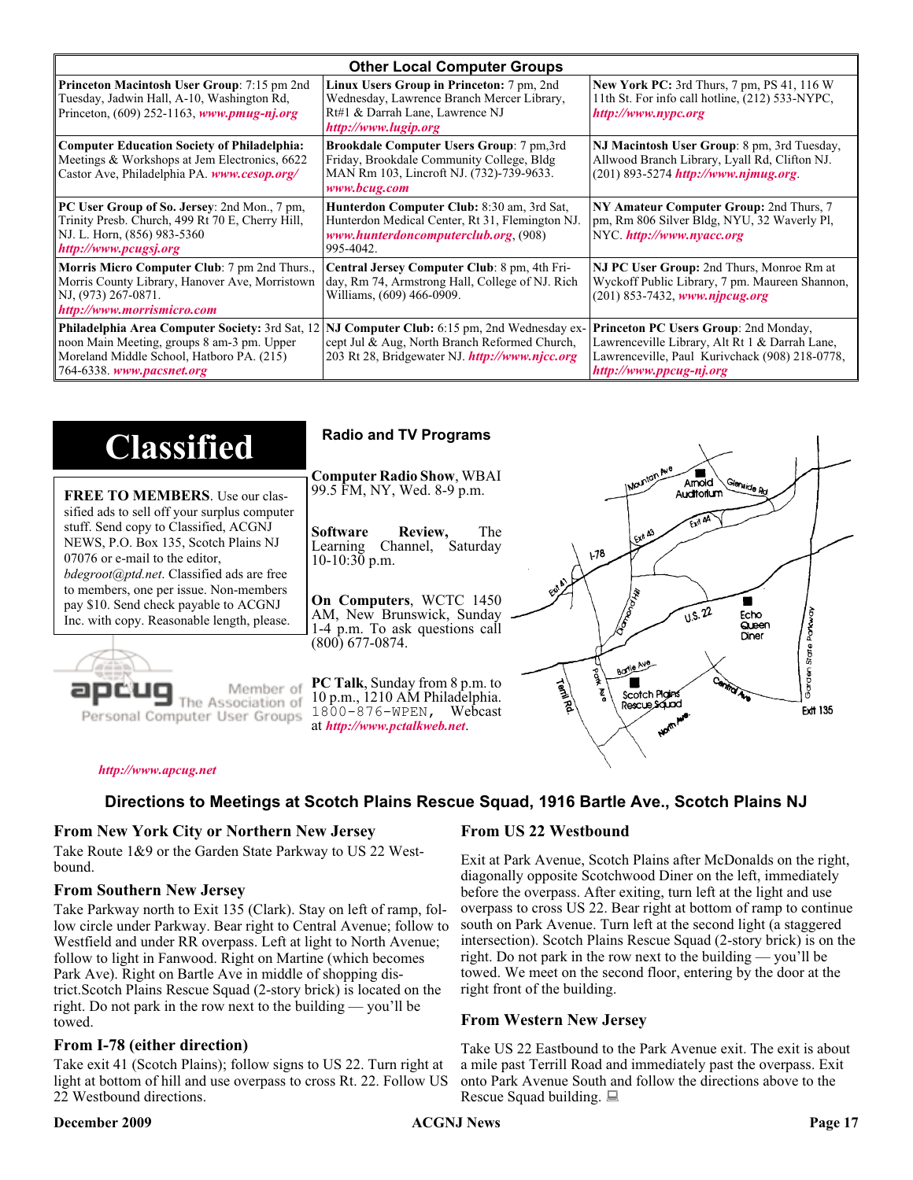## Other Local Computer Groups

| | | |
|---|---|---|
| **Princeton Macintosh User Group**: 7:15 pm 2nd Tuesday, Jadwin Hall, A-10, Washington Rd, Princeton, (609) 252-1163, ***www.pmug-nj.org*** | **Linux Users Group in Princeton:** 7 pm, 2nd Wednesday, Lawrence Branch Mercer Library, Rt#1 & Darrah Lane, Lawrence NJ ***http://www.lugip.org*** | **New York PC:** 3rd Thurs, 7 pm, PS 41, 116 W 11th St. For info call hotline, (212) 533-NYPC, ***http://www.nypc.org*** |
| **Computer Education Society of Philadelphia:** Meetings & Workshops at Jem Electronics, 6622 Castor Ave, Philadelphia PA. ***www.cesop.org/*** | **Brookdale Computer Users Group**: 7 pm,3rd Friday, Brookdale Community College, Bldg MAN Rm 103, Lincroft NJ. (732)-739-9633. ***www.bcug.com*** | **NJ Macintosh User Group**: 8 pm, 3rd Tuesday, Allwood Branch Library, Lyall Rd, Clifton NJ. (201) 893-5274 ***http://www.njmug.org***. |
| **PC User Group of So. Jersey**: 2nd Mon., 7 pm, Trinity Presb. Church, 499 Rt 70 E, Cherry Hill, NJ. L. Horn, (856) 983-5360 ***http://www.pcugsj.org*** | **Hunterdon Computer Club:** 8:30 am, 3rd Sat, Hunterdon Medical Center, Rt 31, Flemington NJ. ***www.hunterdoncomputerclub.org***, (908) 995-4042. | **NY Amateur Computer Group:** 2nd Thurs, 7 pm, Rm 806 Silver Bldg, NYU, 32 Waverly Pl, NYC. ***http://www.nyacc.org*** |
| **Morris Micro Computer Club**: 7 pm 2nd Thurs., Morris County Library, Hanover Ave, Morristown NJ, (973) 267-0871. ***http://www.morrismicro.com*** | **Central Jersey Computer Club**: 8 pm, 4th Friday, Rm 74, Armstrong Hall, College of NJ. Rich Williams, (609) 466-0909. | **NJ PC User Group:** 2nd Thurs, Monroe Rm at Wyckoff Public Library, 7 pm. Maureen Shannon, (201) 853-7432, ***www.njpcug.org*** |
| **Philadelphia Area Computer Society:** 3rd Sat, 12 noon Main Meeting, groups 8 am-3 pm. Upper Moreland Middle School, Hatboro PA. (215) 764-6338. ***www.pacsnet.org*** | **NJ Computer Club:** 6:15 pm, 2nd Wednesday except Jul & Aug, North Branch Reformed Church, 203 Rt 28, Bridgewater NJ. ***http://www.njcc.org*** | **Princeton PC Users Group**: 2nd Monday, Lawrenceville Library, Alt Rt 1 & Darrah Lane, Lawrenceville, Paul Kurivchack (908) 218-0778, ***http://www.ppcug-nj.org*** |

# Classified

**FREE TO MEMBERS**. Use our classified ads to sell off your surplus computer stuff. Send copy to Classified, ACGNJ NEWS, P.O. Box 135, Scotch Plains NJ 07076 or e-mail to the editor, *bdegroot@ptd.net*. Classified ads are free to members, one per issue. Non-members pay $10. Send check payable to ACGNJ Inc. with copy. Reasonable length, please.

apcug — Member of The Association of Personal Computer User Groups

***http://www.apcug.net***

## Radio and TV Programs

**Computer Radio Show**, WBAI 99.5 FM, NY, Wed. 8-9 p.m.

**Software Review,** The Learning Channel, Saturday 10-10:30 p.m.

**On Computers**, WCTC 1450 AM, New Brunswick, Sunday 1-4 p.m. To ask questions call (800) 677-0874.

**PC Talk**, Sunday from 8 p.m. to 10 p.m., 1210 AM Philadelphia. 1800-876-WPEN, Webcast at ***http://www.pctalkweb.net***.

## Directions to Meetings at Scotch Plains Rescue Squad, 1916 Bartle Ave., Scotch Plains NJ

### From New York City or Northern New Jersey

Take Route 1&9 or the Garden State Parkway to US 22 Westbound.

### From Southern New Jersey

Take Parkway north to Exit 135 (Clark). Stay on left of ramp, follow circle under Parkway. Bear right to Central Avenue; follow to Westfield and under RR overpass. Left at light to North Avenue; follow to light in Fanwood. Right on Martine (which becomes Park Ave). Right on Bartle Ave in middle of shopping district.Scotch Plains Rescue Squad (2-story brick) is located on the right. Do not park in the row next to the building — you'll be towed.

### From I-78 (either direction)

Take exit 41 (Scotch Plains); follow signs to US 22. Turn right at light at bottom of hill and use overpass to cross Rt. 22. Follow US 22 Westbound directions.

### From US 22 Westbound

Exit at Park Avenue, Scotch Plains after McDonalds on the right, diagonally opposite Scotchwood Diner on the left, immediately before the overpass. After exiting, turn left at the light and use overpass to cross US 22. Bear right at bottom of ramp to continue south on Park Avenue. Turn left at the second light (a staggered intersection). Scotch Plains Rescue Squad (2-story brick) is on the right. Do not park in the row next to the building — you'll be towed. We meet on the second floor, entering by the door at the right front of the building.

### From Western New Jersey

Take US 22 Eastbound to the Park Avenue exit. The exit is about a mile past Terrill Road and immediately past the overpass. Exit onto Park Avenue South and follow the directions above to the Rescue Squad building.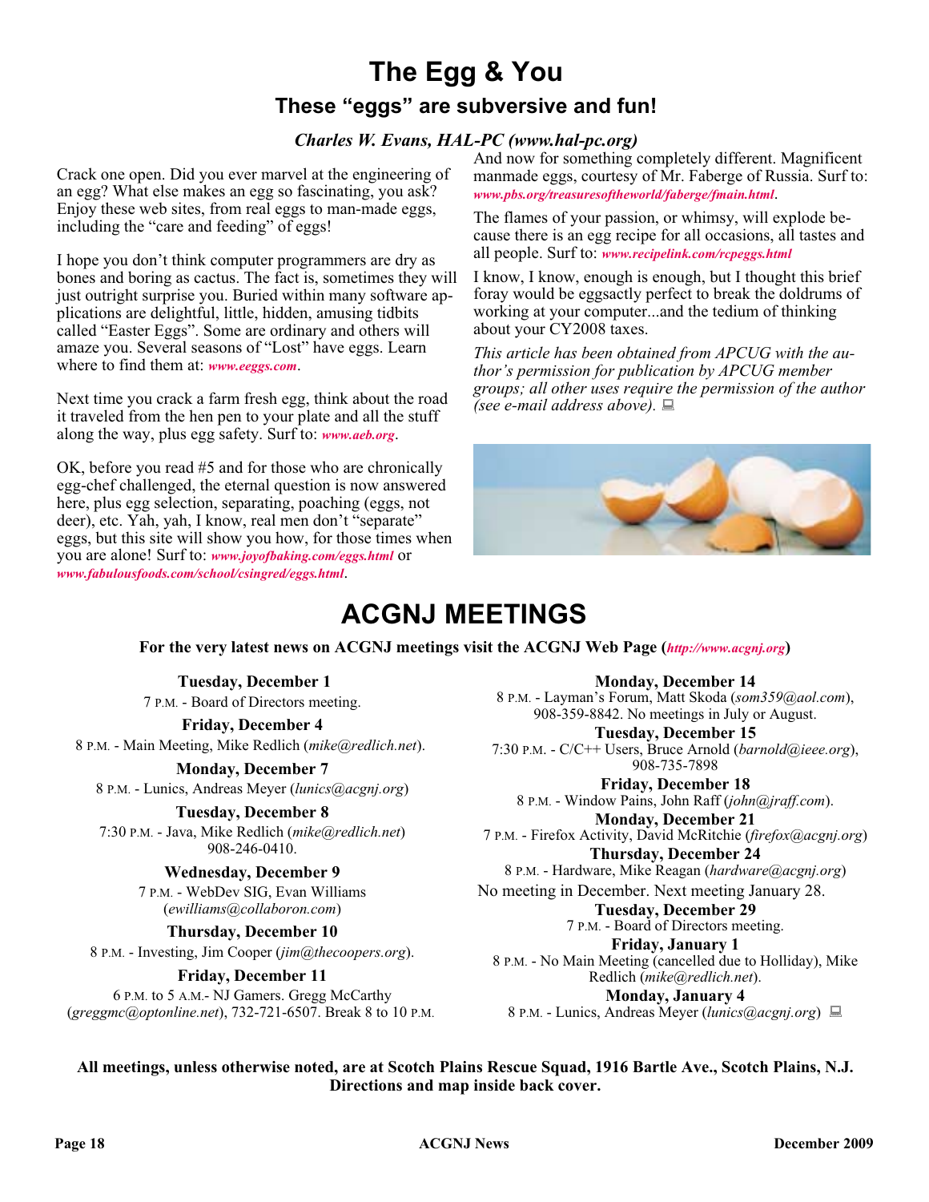# The Egg & You

## These "eggs" are subversive and fun!

***Charles W. Evans, HAL-PC (www.hal-pc.org)***

Crack one open. Did you ever marvel at the engineering of an egg? What else makes an egg so fascinating, you ask? Enjoy these web sites, from real eggs to man-made eggs, including the "care and feeding" of eggs!

I hope you don't think computer programmers are dry as bones and boring as cactus. The fact is, sometimes they will just outright surprise you. Buried within many software applications are delightful, little, hidden, amusing tidbits called "Easter Eggs". Some are ordinary and others will amaze you. Several seasons of "Lost" have eggs. Learn where to find them at: *www.eeggs.com*.

Next time you crack a farm fresh egg, think about the road it traveled from the hen pen to your plate and all the stuff along the way, plus egg safety. Surf to: *www.aeb.org*.

OK, before you read #5 and for those who are chronically egg-chef challenged, the eternal question is now answered here, plus egg selection, separating, poaching (eggs, not deer), etc. Yah, yah, I know, real men don't "separate" eggs, but this site will show you how, for those times when you are alone! Surf to: *www.joyofbaking.com/eggs.html* or *www.fabulousfoods.com/school/csingred/eggs.html*.

And now for something completely different. Magnificent manmade eggs, courtesy of Mr. Faberge of Russia. Surf to: *www.pbs.org/treasuresoftheworld/faberge/fmain.html*.

The flames of your passion, or whimsy, will explode because there is an egg recipe for all occasions, all tastes and all people. Surf to: *www.recipelink.com/rcpeggs.html*

I know, I know, enough is enough, but I thought this brief foray would be eggsactly perfect to break the doldrums of working at your computer...and the tedium of thinking about your CY2008 taxes.

*This article has been obtained from APCUG with the author's permission for publication by APCUG member groups; all other uses require the permission of the author (see e-mail address above).*

# ACGNJ MEETINGS

**For the very latest news on ACGNJ meetings visit the ACGNJ Web Page (*http://www.acgnj.org*)**

**Tuesday, December 1**
7 P.M. - Board of Directors meeting.

**Friday, December 4**
8 P.M. - Main Meeting, Mike Redlich (*mike@redlich.net*).

**Monday, December 7**
8 P.M. - Lunics, Andreas Meyer (*lunics@acgnj.org*)

**Tuesday, December 8**
7:30 P.M. - Java, Mike Redlich (*mike@redlich.net*) 908-246-0410.

**Wednesday, December 9**
7 P.M. - WebDev SIG, Evan Williams (*ewilliams@collaboron.com*)

**Thursday, December 10**
8 P.M. - Investing, Jim Cooper (*jim@thecoopers.org*).

**Friday, December 11**
6 P.M. to 5 A.M.- NJ Gamers. Gregg McCarthy (*greggmc@optonline.net*), 732-721-6507. Break 8 to 10 P.M.

**Monday, December 14**
8 P.M. - Layman's Forum, Matt Skoda (*som359@aol.com*), 908-359-8842. No meetings in July or August.

**Tuesday, December 15**
7:30 P.M. - C/C++ Users, Bruce Arnold (*barnold@ieee.org*), 908-735-7898

**Friday, December 18**
8 P.M. - Window Pains, John Raff (*john@jraff.com*).

**Monday, December 21**
7 P.M. - Firefox Activity, David McRitchie (*firefox@acgnj.org*)

**Thursday, December 24**
8 P.M. - Hardware, Mike Reagan (*hardware@acgnj.org*)
No meeting in December. Next meeting January 28.

**Tuesday, December 29**
7 P.M. - Board of Directors meeting.

**Friday, January 1**
8 P.M. - No Main Meeting (cancelled due to Holliday), Mike Redlich (*mike@redlich.net*).

**Monday, January 4**
8 P.M. - Lunics, Andreas Meyer (*lunics@acgnj.org*)

**All meetings, unless otherwise noted, are at Scotch Plains Rescue Squad, 1916 Bartle Ave., Scotch Plains, N.J. Directions and map inside back cover.**